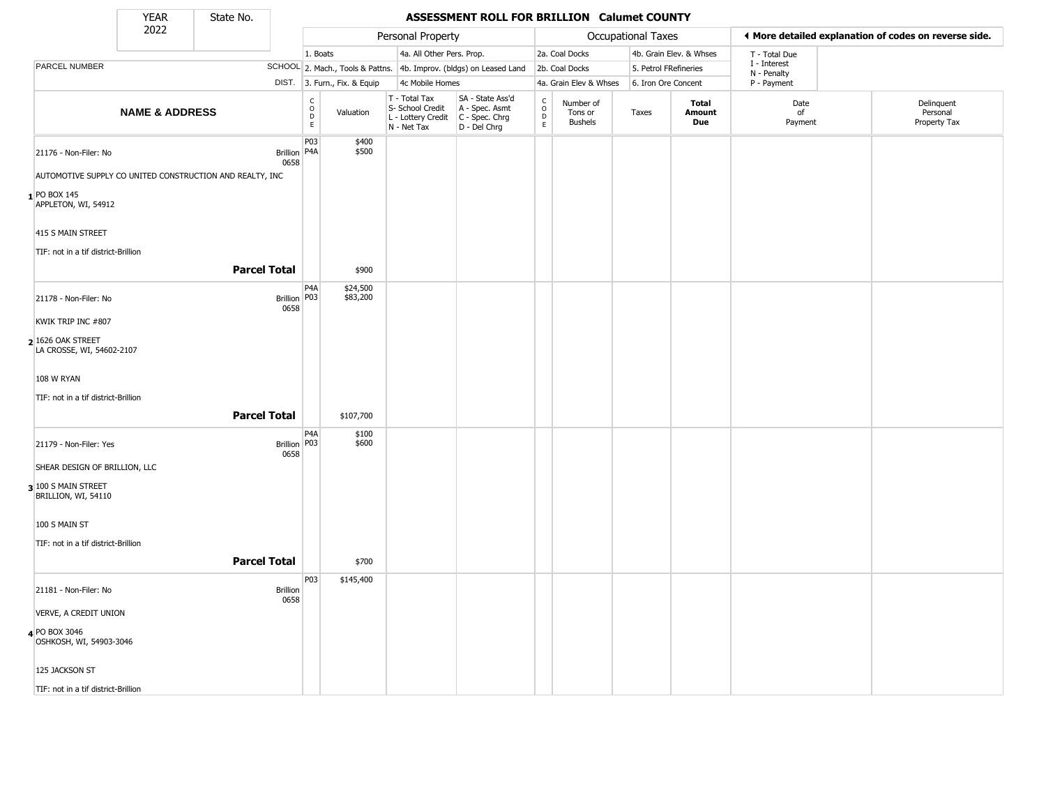| YEAR | State No. |
|---|---|
| 2022 | |

# ASSESSMENT ROLL FOR BRILLION Calumet COUNTY

| | Personal Property | | | | Occupational Taxes | | | ◀ More detailed explanation of codes on reverse side. |
|---|---|---|---|---|---|---|---|---|
| | 1. Boats | 4a. All Other Pers. Prop. | | | 2a. Coal Docks | 4b. Grain Elev. & Whses | | T - Total Due |
| PARCEL NUMBER SCHOOL | 2. Mach., Tools & Pattns. | 4b. Improv. (bldgs) on Leased Land | | | 2b. Coal Docks | 5. Petrol FRefineries | | I - Interest<br>N - Penalty |
| DIST. | 3. Furn., Fix. & Equip | 4c Mobile Homes | | | 4a. Grain Elev & Whses | 6. Iron Ore Concent | | P - Payment |

| | NAME & ADDRESS | | CODE | Valuation | T - Total Tax<br>S- School Credit<br>L - Lottery Credit<br>N - Net Tax | SA - State Ass'd<br>A - Spec. Asmt<br>C - Spec. Chrg<br>D - Del Chrg | CODE | Number of Tons or Bushels | Taxes | Total Amount Due | Date of Payment | Delinquent Personal Property Tax |
|---|---|---|---|---|---|---|---|---|---|---|---|---|
| 1 | 21176 - Non-Filer: No<br>AUTOMOTIVE SUPPLY CO UNITED CONSTRUCTION AND REALTY, INC<br>PO BOX 145<br>APPLETON, WI, 54912<br>415 S MAIN STREET<br>TIF: not in a tif district-Brillion | Brillion 0658 | P03<br>P4A | $400<br>$500 | | | | | | | | |
| | **Parcel Total** | | | $900 | | | | | | | | |
| 2 | 21178 - Non-Filer: No<br>KWIK TRIP INC #807<br>1626 OAK STREET<br>LA CROSSE, WI, 54602-2107<br>108 W RYAN<br>TIF: not in a tif district-Brillion | Brillion 0658 | P4A<br>P03 | $24,500<br>$83,200 | | | | | | | | |
| | **Parcel Total** | | | $107,700 | | | | | | | | |
| 3 | 21179 - Non-Filer: Yes<br>SHEAR DESIGN OF BRILLION, LLC<br>100 S MAIN STREET<br>BRILLION, WI, 54110<br>100 S MAIN ST<br>TIF: not in a tif district-Brillion | Brillion 0658 | P4A<br>P03 | $100<br>$600 | | | | | | | | |
| | **Parcel Total** | | | $700 | | | | | | | | |
| 4 | 21181 - Non-Filer: No<br>VERVE, A CREDIT UNION<br>PO BOX 3046<br>OSHKOSH, WI, 54903-3046<br>125 JACKSON ST<br>TIF: not in a tif district-Brillion | Brillion 0658 | P03 | $145,400 | | | | | | | | |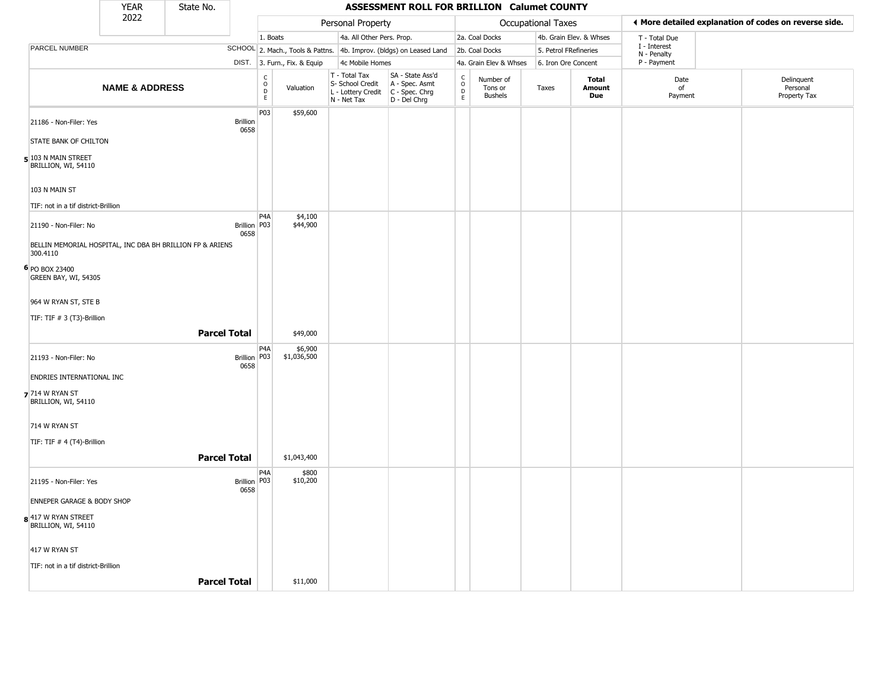# ASSESSMENT ROLL FOR BRILLION Calumet COUNTY

YEAR 2022 | State No.

| | | Personal Property | | | | Occupational Taxes | | | | ◄ More detailed explanation of codes on reverse side. | |
|---|---|---|---|---|---|---|---|---|---|---|---|
| | | 1. Boats | | 4a. All Other Pers. Prop. | | 2a. Coal Docks | | 4b. Grain Elev. & Whses | | T - Total Due | |
| PARCEL NUMBER | SCHOOL | 2. Mach., Tools & Pattns. | | 4b. Improv. (bldgs) on Leased Land | | 2b. Coal Docks | | 5. Petrol FRefineries | | I - Interest N - Penalty | |
| | DIST. | 3. Furn., Fix. & Equip | | 4c Mobile Homes | | 4a. Grain Elev & Whses | | 6. Iron Ore Concent | | P - Payment | |

| NAME & ADDRESS | | CODE | Valuation | T - Total Tax S- School Credit L - Lottery Credit N - Net Tax | SA - State Ass'd A - Spec. Asmt C - Spec. Chrg D - Del Chrg | CODE | Number of Tons or Bushels | Taxes | Total Amount Due | Date of Payment | Delinquent Personal Property Tax |
|---|---|---|---|---|---|---|---|---|---|---|---|
| 5 21186 - Non-Filer: Yes<br>STATE BANK OF CHILTON<br>103 N MAIN STREET<br>BRILLION, WI, 54110<br>103 N MAIN ST<br>TIF: not in a tif district-Brillion | Brillion 0658 | P03 | $59,600 | | | | | | | | |
| 6 21190 - Non-Filer: No<br>BELLIN MEMORIAL HOSPITAL, INC DBA BH BRILLION FP & ARIENS 300.4110<br>PO BOX 23400<br>GREEN BAY, WI, 54305<br>964 W RYAN ST, STE B<br>TIF: TIF # 3 (T3)-Brillion | Brillion 0658 | P4A<br>P03 | $4,100<br>$44,900 | | | | | | | | |
| **Parcel Total** | | | $49,000 | | | | | | | | |
| 7 21193 - Non-Filer: No<br>ENDRIES INTERNATIONAL INC<br>714 W RYAN ST<br>BRILLION, WI, 54110<br>714 W RYAN ST<br>TIF: TIF # 4 (T4)-Brillion | Brillion 0658 | P4A<br>P03 | $6,900<br>$1,036,500 | | | | | | | | |
| **Parcel Total** | | | $1,043,400 | | | | | | | | |
| 8 21195 - Non-Filer: Yes<br>ENNEPER GARAGE & BODY SHOP<br>417 W RYAN STREET<br>BRILLION, WI, 54110<br>417 W RYAN ST<br>TIF: not in a tif district-Brillion | Brillion 0658 | P4A<br>P03 | $800<br>$10,200 | | | | | | | | |
| **Parcel Total** | | | $11,000 | | | | | | | | |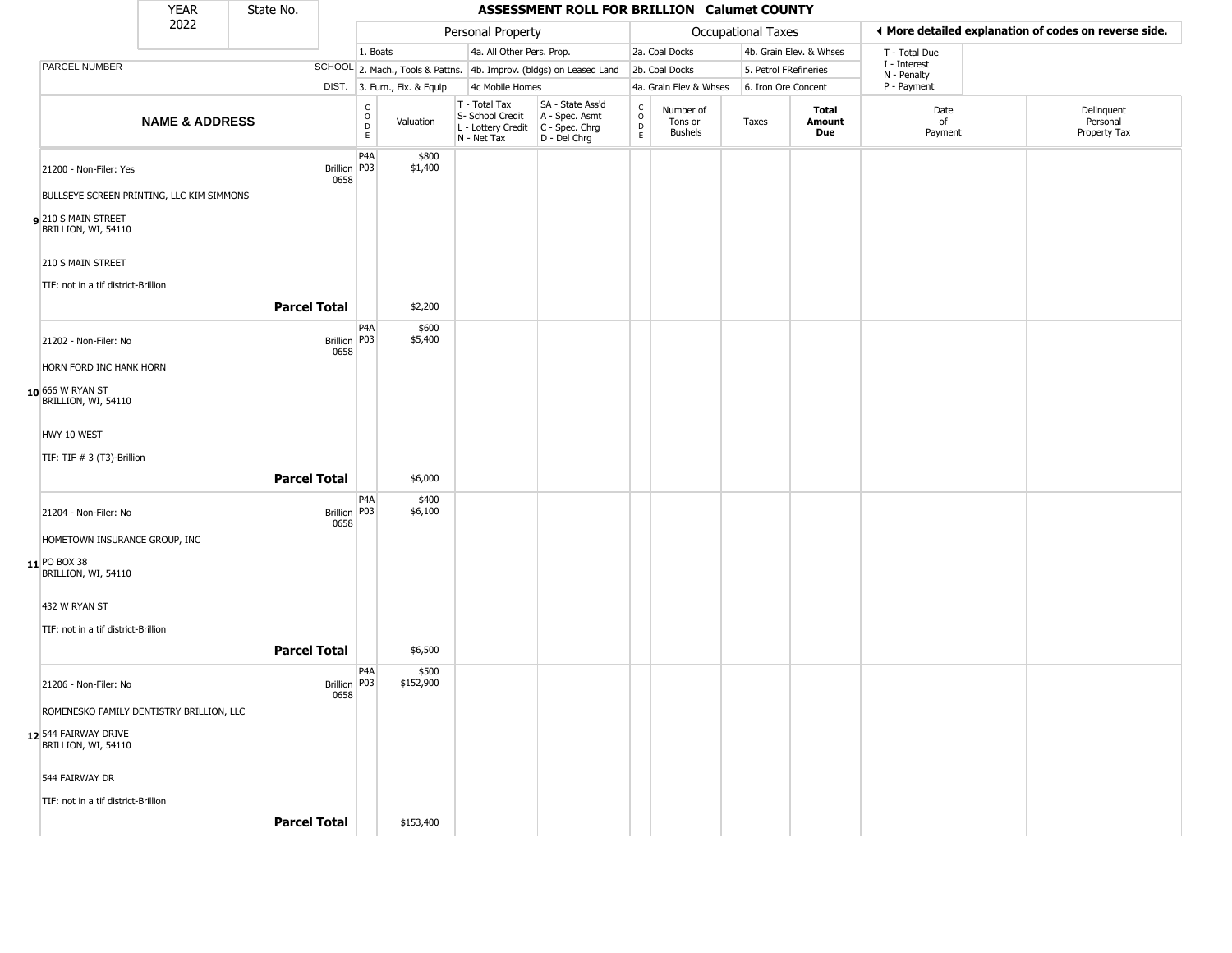| YEAR 2022 | State No. | ASSESSMENT ROLL FOR BRILLION Calumet COUNTY | | | | | | | | | |
|---|---|---|---|---|---|---|---|---|---|---|---|

| | | Personal Property | | | | | Occupational Taxes | | | | ◀ More detailed explanation of codes on reverse side. | |
|---|---|---|---|---|---|---|---|---|---|---|---|---|
| | | 1. Boats | | 4a. All Other Pers. Prop. | | | 2a. Coal Docks | | 4b. Grain Elev. & Whses | | T - Total Due | |
| PARCEL NUMBER | SCHOOL | 2. Mach., Tools & Pattns. | | 4b. Improv. (bldgs) on Leased Land | | | 2b. Coal Docks | | 5. Petrol FRefineries | | I - Interest N - Penalty | |
| | DIST. | 3. Furn., Fix. & Equip | | 4c Mobile Homes | | | 4a. Grain Elev & Whses | | 6. Iron Ore Concent | | P - Payment | |
| **NAME & ADDRESS** | | CODE | Valuation | T - Total Tax S- School Credit L - Lottery Credit N - Net Tax | SA - State Ass'd A - Spec. Asmt C - Spec. Chrg D - Del Chrg | CODE | Number of Tons or Bushels | Taxes | **Total Amount Due** | | Date of Payment | Delinquent Personal Property Tax |
| 21200 - Non-Filer: Yes | Brillion 0658 | P4A P03 | $800 $1,400 | | | | | | | | | |
| BULLSEYE SCREEN PRINTING, LLC KIM SIMMONS | | | | | | | | | | | | |
| 9 210 S MAIN STREET BRILLION, WI, 54110 | | | | | | | | | | | | |
| 210 S MAIN STREET | | | | | | | | | | | | |
| TIF: not in a tif district-Brillion | | | | | | | | | | | | |
| | **Parcel Total** | | $2,200 | | | | | | | | | |
| 21202 - Non-Filer: No | Brillion 0658 | P4A P03 | $600 $5,400 | | | | | | | | | |
| HORN FORD INC HANK HORN | | | | | | | | | | | | |
| 10 666 W RYAN ST BRILLION, WI, 54110 | | | | | | | | | | | | |
| HWY 10 WEST | | | | | | | | | | | | |
| TIF: TIF # 3 (T3)-Brillion | | | | | | | | | | | | |
| | **Parcel Total** | | $6,000 | | | | | | | | | |
| 21204 - Non-Filer: No | Brillion 0658 | P4A P03 | $400 $6,100 | | | | | | | | | |
| HOMETOWN INSURANCE GROUP, INC | | | | | | | | | | | | |
| 11 PO BOX 38 BRILLION, WI, 54110 | | | | | | | | | | | | |
| 432 W RYAN ST | | | | | | | | | | | | |
| TIF: not in a tif district-Brillion | | | | | | | | | | | | |
| | **Parcel Total** | | $6,500 | | | | | | | | | |
| 21206 - Non-Filer: No | Brillion 0658 | P4A P03 | $500 $152,900 | | | | | | | | | |
| ROMENESKO FAMILY DENTISTRY BRILLION, LLC | | | | | | | | | | | | |
| 12 544 FAIRWAY DRIVE BRILLION, WI, 54110 | | | | | | | | | | | | |
| 544 FAIRWAY DR | | | | | | | | | | | | |
| TIF: not in a tif district-Brillion | | | | | | | | | | | | |
| | **Parcel Total** | | $153,400 | | | | | | | | | |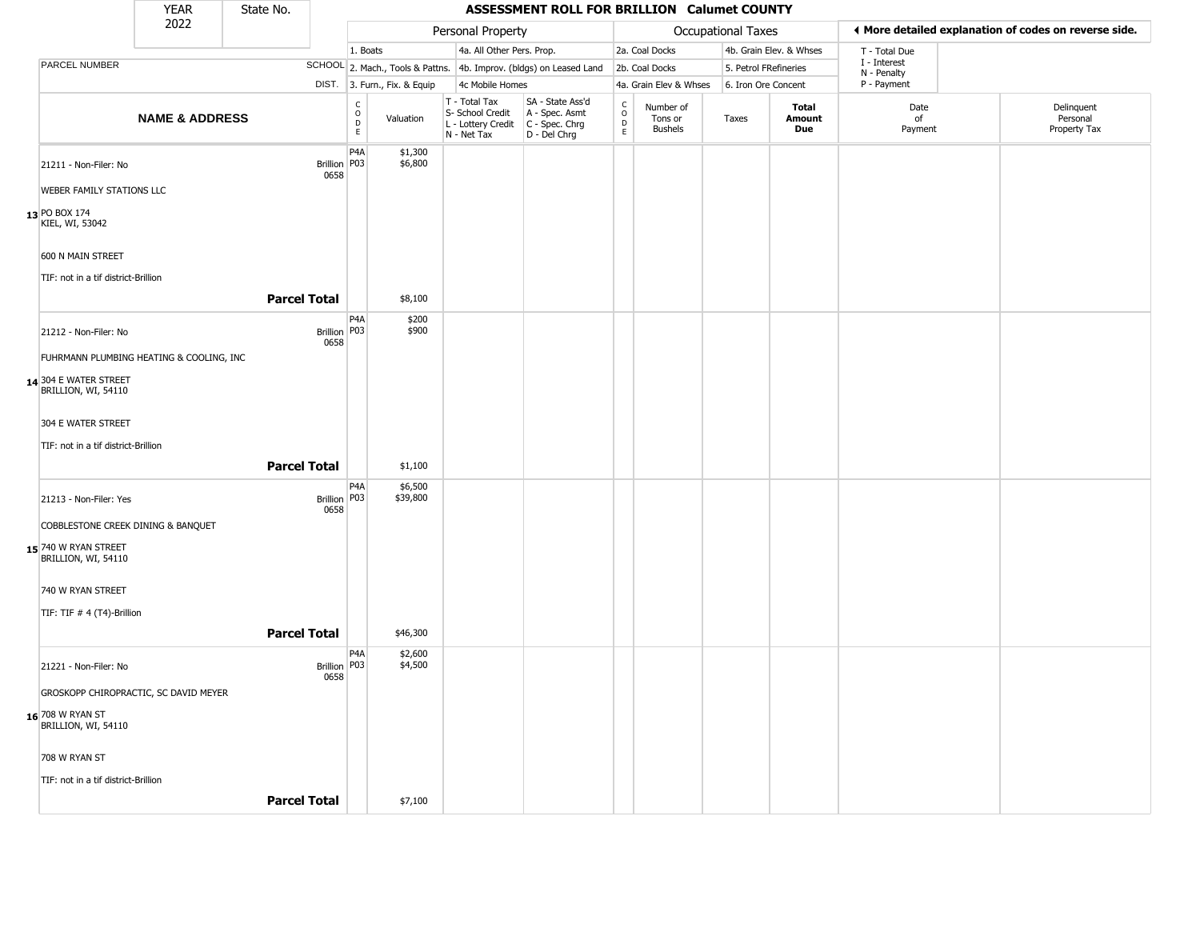| YEAR 2022 | State No. | | | ASSESSMENT ROLL FOR BRILLION Calumet COUNTY | | | | | | | | |
|---|---|---|---|---|---|---|---|---|---|---|---|---|

| | | Personal Property | | | | Occupational Taxes | | | | ◀ More detailed explanation of codes on reverse side. | |
|---|---|---|---|---|---|---|---|---|---|---|---|
| | | 1. Boats | | 4a. All Other Pers. Prop. | | 2a. Coal Docks | | 4b. Grain Elev. & Whses | | T - Total Due | |
| PARCEL NUMBER | SCHOOL | 2. Mach., Tools & Pattns. | | 4b. Improv. (bldgs) on Leased Land | | 2b. Coal Docks | | 5. Petrol FRefineries | | I - Interest, N - Penalty | |
| | DIST. | 3. Furn., Fix. & Equip | | 4c Mobile Homes | | 4a. Grain Elev & Whses | | 6. Iron Ore Concent | | P - Payment | |

| NAME & ADDRESS | | CODE | Valuation | T - Total Tax, S- School Credit, L - Lottery Credit, N - Net Tax | SA - State Ass'd, A - Spec. Asmt, C - Spec. Chrg, D - Del Chrg | CODE | Number of Tons or Bushels | Taxes | Total Amount Due | Date of Payment | Delinquent Personal Property Tax |
|---|---|---|---|---|---|---|---|---|---|---|---|
| 21211 - Non-Filer: No | Brillion 0658 | P4A | $1,300 | | | | | | | | |
| | | P03 | $6,800 | | | | | | | | |
| WEBER FAMILY STATIONS LLC | | | | | | | | | | | |
| 13 PO BOX 174, KIEL, WI, 53042 | | | | | | | | | | | |
| 600 N MAIN STREET | | | | | | | | | | | |
| TIF: not in a tif district-Brillion | | | | | | | | | | | |
| **Parcel Total** | | | $8,100 | | | | | | | | |
| 21212 - Non-Filer: No | Brillion 0658 | P4A | $200 | | | | | | | | |
| | | P03 | $900 | | | | | | | | |
| FUHRMANN PLUMBING HEATING & COOLING, INC | | | | | | | | | | | |
| 14 304 E WATER STREET, BRILLION, WI, 54110 | | | | | | | | | | | |
| 304 E WATER STREET | | | | | | | | | | | |
| TIF: not in a tif district-Brillion | | | | | | | | | | | |
| **Parcel Total** | | | $1,100 | | | | | | | | |
| 21213 - Non-Filer: Yes | Brillion 0658 | P4A | $6,500 | | | | | | | | |
| | | P03 | $39,800 | | | | | | | | |
| COBBLESTONE CREEK DINING & BANQUET | | | | | | | | | | | |
| 15 740 W RYAN STREET, BRILLION, WI, 54110 | | | | | | | | | | | |
| 740 W RYAN STREET | | | | | | | | | | | |
| TIF: TIF # 4 (T4)-Brillion | | | | | | | | | | | |
| **Parcel Total** | | | $46,300 | | | | | | | | |
| 21221 - Non-Filer: No | Brillion 0658 | P4A | $2,600 | | | | | | | | |
| | | P03 | $4,500 | | | | | | | | |
| GROSKOPP CHIROPRACTIC, SC DAVID MEYER | | | | | | | | | | | |
| 16 708 W RYAN ST, BRILLION, WI, 54110 | | | | | | | | | | | |
| 708 W RYAN ST | | | | | | | | | | | |
| TIF: not in a tif district-Brillion | | | | | | | | | | | |
| **Parcel Total** | | | $7,100 | | | | | | | | |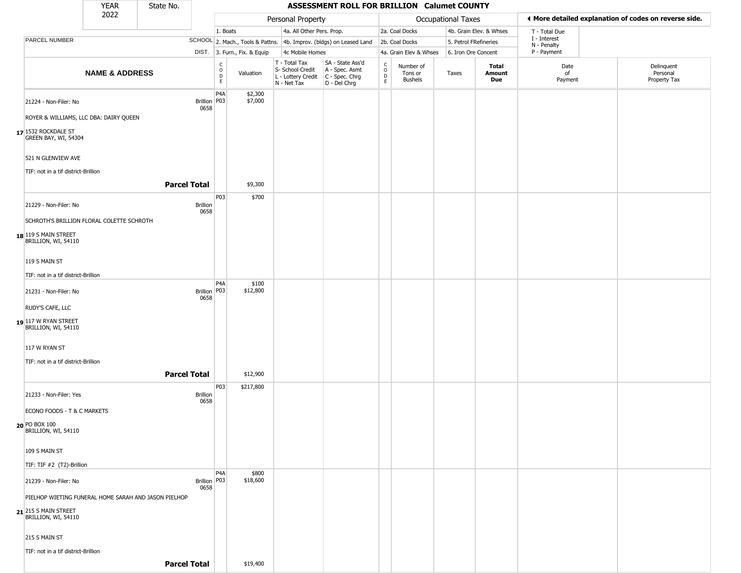| YEAR 2022 | State No. | ASSESSMENT ROLL FOR BRILLION Calumet COUNTY | | | | | | | | | |
|---|---|---|---|---|---|---|---|---|---|---|---|

| | | Personal Property | | | | Occupational Taxes | | | | ◄ More detailed explanation of codes on reverse side. | |
|---|---|---|---|---|---|---|---|---|---|---|---|
| PARCEL NUMBER | SCHOOL DIST. | 1. Boats<br>2. Mach., Tools & Pattns.<br>3. Furn., Fix. & Equip | | 4a. All Other Pers. Prop.<br>4b. Improv. (bldgs) on Leased Land<br>4c Mobile Homes | | 2a. Coal Docks<br>2b. Coal Docks<br>4a. Grain Elev & Whses | | 4b. Grain Elev. & Whses<br>5. Petrol FRefineries<br>6. Iron Ore Concent | | T - Total Due<br>I - Interest<br>N - Penalty<br>P - Payment | |
| **NAME & ADDRESS** | | CODE | Valuation | T - Total Tax<br>S- School Credit<br>L - Lottery Credit<br>N - Net Tax | SA - State Ass'd<br>A - Spec. Asmt<br>C - Spec. Chrg<br>D - Del Chrg | CODE | Number of Tons or Bushels | Taxes | **Total Amount Due** | Date of Payment | Delinquent Personal Property Tax |
| 21224 - Non-Filer: No | Brillion 0658 | P4A<br>P03 | $2,300<br>$7,000 | | | | | | | | |
| ROYER & WILLIAMS, LLC DBA: DAIRY QUEEN | | | | | | | | | | | |
| 17 1532 ROCKDALE ST<br>GREEN BAY, WI, 54304 | | | | | | | | | | | |
| 521 N GLENVIEW AVE | | | | | | | | | | | |
| TIF: not in a tif district-Brillion | | | | | | | | | | | |
| **Parcel Total** | | | $9,300 | | | | | | | | |
| 21229 - Non-Filer: No | Brillion 0658 | P03 | $700 | | | | | | | | |
| SCHROTH'S BRILLION FLORAL COLETTE SCHROTH | | | | | | | | | | | |
| 18 119 S MAIN STREET<br>BRILLION, WI, 54110 | | | | | | | | | | | |
| 119 S MAIN ST | | | | | | | | | | | |
| TIF: not in a tif district-Brillion | | | | | | | | | | | |
| 21231 - Non-Filer: No | Brillion 0658 | P4A<br>P03 | $100<br>$12,800 | | | | | | | | |
| RUDY'S CAFE, LLC | | | | | | | | | | | |
| 19 117 W RYAN STREET<br>BRILLION, WI, 54110 | | | | | | | | | | | |
| 117 W RYAN ST | | | | | | | | | | | |
| TIF: not in a tif district-Brillion | | | | | | | | | | | |
| **Parcel Total** | | | $12,900 | | | | | | | | |
| 21233 - Non-Filer: Yes | Brillion 0658 | P03 | $217,800 | | | | | | | | |
| ECONO FOODS - T & C MARKETS | | | | | | | | | | | |
| 20 PO BOX 100<br>BRILLION, WI, 54110 | | | | | | | | | | | |
| 109 S MAIN ST | | | | | | | | | | | |
| TIF: TIF #2 (T2)-Brillion | | | | | | | | | | | |
| 21239 - Non-Filer: No | Brillion 0658 | P4A<br>P03 | $800<br>$18,600 | | | | | | | | |
| PIELHOP WIETING FUNERAL HOME SARAH AND JASON PIELHOP | | | | | | | | | | | |
| 21 215 S MAIN STREET<br>BRILLION, WI, 54110 | | | | | | | | | | | |
| 215 S MAIN ST | | | | | | | | | | | |
| TIF: not in a tif district-Brillion | | | | | | | | | | | |
| **Parcel Total** | | | $19,400 | | | | | | | | |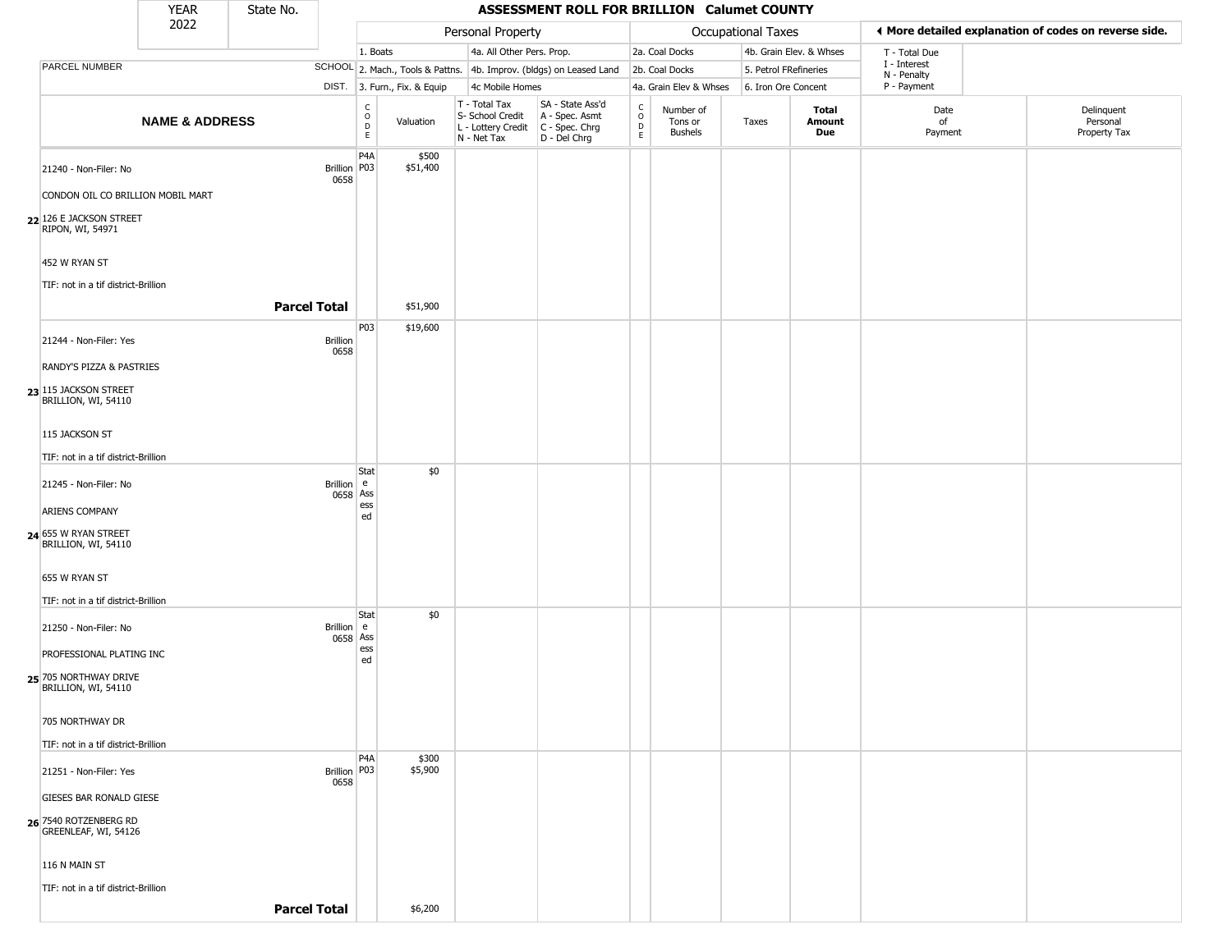**YEAR** 2022 | **State No.**

# ASSESSMENT ROLL FOR BRILLION Calumet COUNTY

| | | Personal Property | | | | | Occupational Taxes | | | | ◀ More detailed explanation of codes on reverse side. | |
|---|---|---|---|---|---|---|---|---|---|---|---|---|
| PARCEL NUMBER | SCHOOL DIST. | 1. Boats<br>2. Mach., Tools & Pattns.<br>3. Furn., Fix. & Equip | | 4a. All Other Pers. Prop.<br>4b. Improv. (bldgs) on Leased Land<br>4c Mobile Homes | | | 2a. Coal Docks<br>2b. Coal Docks<br>4a. Grain Elev & Whses | | 4b. Grain Elev. & Whses<br>5. Petrol FRefineries<br>6. Iron Ore Concent | | T - Total Due<br>I - Interest<br>N - Penalty<br>P - Payment | |
| **NAME & ADDRESS** | | CODE | Valuation | T - Total Tax<br>S- School Credit<br>L - Lottery Credit<br>N - Net Tax | SA - State Ass'd<br>A - Spec. Asmt<br>C - Spec. Chrg<br>D - Del Chrg | CODE | Number of Tons or Bushels | Taxes | **Total Amount Due** | Date of Payment | Delinquent Personal Property Tax |
| 21240 - Non-Filer: No<br>CONDON OIL CO BRILLION MOBIL MART<br>**22** 126 E JACKSON STREET<br>RIPON, WI, 54971<br>452 W RYAN ST<br>TIF: not in a tif district-Brillion | Brillion 0658 | P4A<br>P03 | $500<br>$51,400 | | | | | | | | |
| | **Parcel Total** | | $51,900 | | | | | | | | |
| 21244 - Non-Filer: Yes<br>RANDY'S PIZZA & PASTRIES<br>**23** 115 JACKSON STREET<br>BRILLION, WI, 54110<br>115 JACKSON ST<br>TIF: not in a tif district-Brillion | Brillion 0658 | P03 | $19,600 | | | | | | | | |
| 21245 - Non-Filer: No<br>ARIENS COMPANY<br>**24** 655 W RYAN STREET<br>BRILLION, WI, 54110<br>655 W RYAN ST<br>TIF: not in a tif district-Brillion | Brillion 0658 | State Assessed | $0 | | | | | | | | |
| 21250 - Non-Filer: No<br>PROFESSIONAL PLATING INC<br>**25** 705 NORTHWAY DRIVE<br>BRILLION, WI, 54110<br>705 NORTHWAY DR<br>TIF: not in a tif district-Brillion | Brillion 0658 | State Assessed | $0 | | | | | | | | |
| 21251 - Non-Filer: Yes<br>GIESES BAR RONALD GIESE<br>**26** 7540 ROTZENBERG RD<br>GREENLEAF, WI, 54126<br>116 N MAIN ST<br>TIF: not in a tif district-Brillion | Brillion 0658 | P4A<br>P03 | $300<br>$5,900 | | | | | | | | |
| | **Parcel Total** | | $6,200 | | | | | | | | |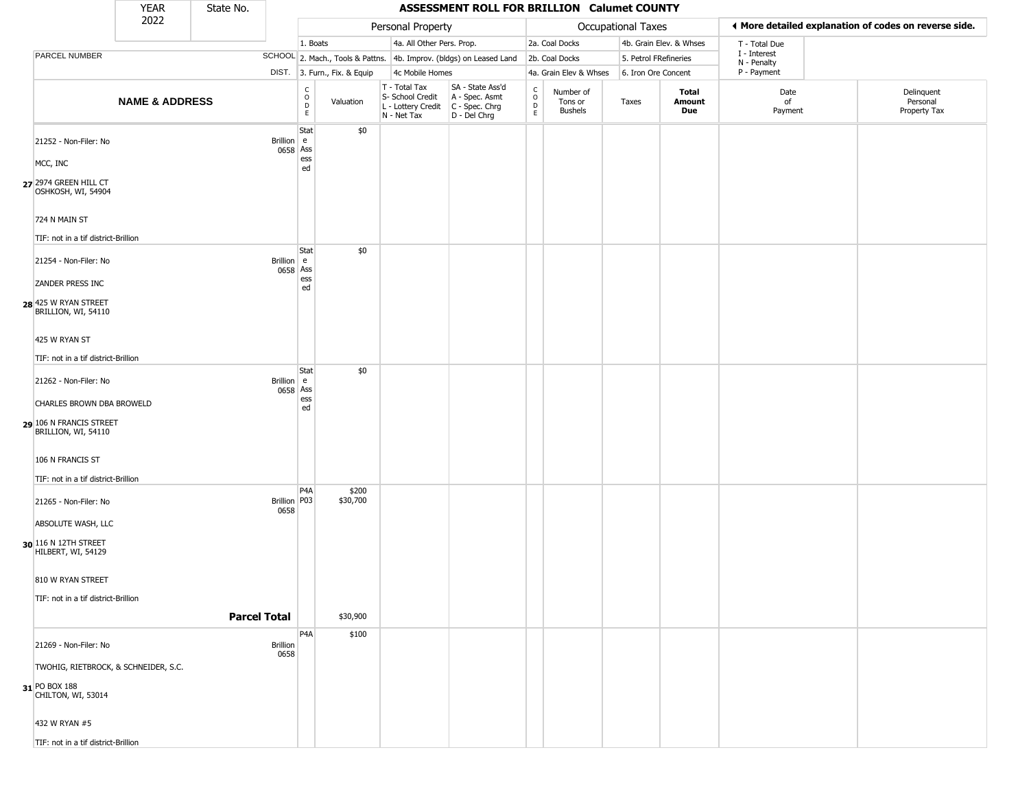| YEAR 2022 | State No. | ASSESSMENT ROLL FOR BRILLION Calumet COUNTY | | | | | | | | | |
|---|---|---|---|---|---|---|---|---|---|---|---|

| | | Personal Property | | | | Occupational Taxes | | | | ◂ More detailed explanation of codes on reverse side. | |
|---|---|---|---|---|---|---|---|---|---|---|---|
| | | 1. Boats | | 4a. All Other Pers. Prop. | | 2a. Coal Docks | | 4b. Grain Elev. & Whses | | T - Total Due | |
| PARCEL NUMBER | SCHOOL | 2. Mach., Tools & Pattns. | | 4b. Improv. (bldgs) on Leased Land | | 2b. Coal Docks | | 5. Petrol FRefineries | | I - Interest N - Penalty | |
| | DIST. | 3. Furn., Fix. & Equip | | 4c Mobile Homes | | 4a. Grain Elev & Whses | | 6. Iron Ore Concent | | P - Payment | |
| NAME & ADDRESS | | CODE | Valuation | T - Total Tax S- School Credit L - Lottery Credit N - Net Tax | SA - State Ass'd A - Spec. Asmt C - Spec. Chrg D - Del Chrg | CODE | Number of Tons or Bushels | Taxes | Total Amount Due | Date of Payment | Delinquent Personal Property Tax |
| 27 21252 - Non-Filer: No<br>MCC, INC<br>2974 GREEN HILL CT<br>OSHKOSH, WI, 54904<br>724 N MAIN ST<br>TIF: not in a tif district-Brillion | Brillion 0658 | State Assessed | $0 | | | | | | | | |
| 28 21254 - Non-Filer: No<br>ZANDER PRESS INC<br>425 W RYAN STREET<br>BRILLION, WI, 54110<br>425 W RYAN ST<br>TIF: not in a tif district-Brillion | Brillion 0658 | State Assessed | $0 | | | | | | | | |
| 29 21262 - Non-Filer: No<br>CHARLES BROWN DBA BROWELD<br>106 N FRANCIS STREET<br>BRILLION, WI, 54110<br>106 N FRANCIS ST<br>TIF: not in a tif district-Brillion | Brillion 0658 | State Assessed | $0 | | | | | | | | |
| 30 21265 - Non-Filer: No<br>ABSOLUTE WASH, LLC<br>116 N 12TH STREET<br>HILBERT, WI, 54129<br>810 W RYAN STREET<br>TIF: not in a tif district-Brillion | Brillion 0658 | P4A<br>P03 | $200<br>$30,700 | | | | | | | | |
| **Parcel Total** | | | $30,900 | | | | | | | | |
| 31 21269 - Non-Filer: No<br>TWOHIG, RIETBROCK, & SCHNEIDER, S.C.<br>PO BOX 188<br>CHILTON, WI, 53014<br>432 W RYAN #5<br>TIF: not in a tif district-Brillion | Brillion 0658 | P4A | $100 | | | | | | | | |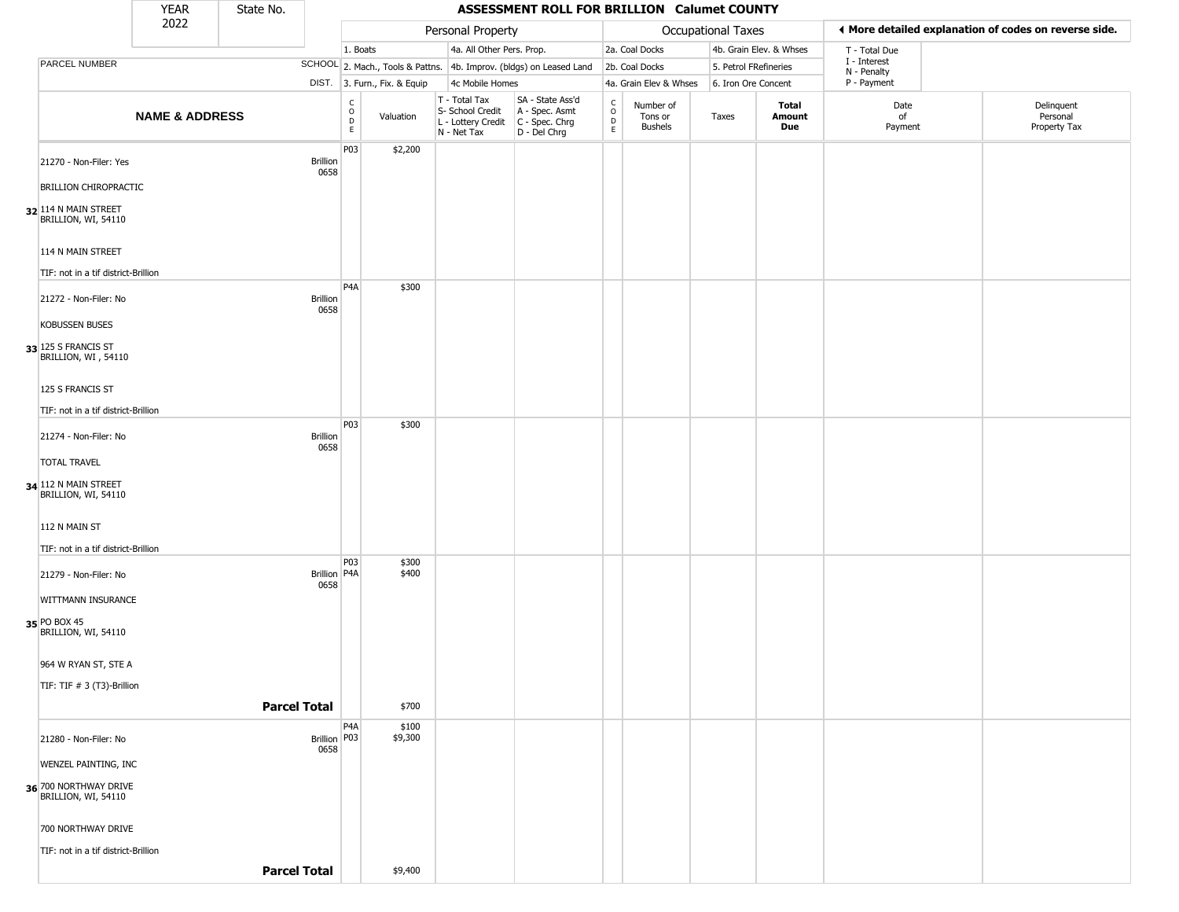| YEAR 2022 | State No. | ASSESSMENT ROLL FOR BRILLION Calumet COUNTY |
|---|---|---|

| | | Personal Property | | | | Occupational Taxes | | | | ◄ More detailed explanation of codes on reverse side. | |
|---|---|---|---|---|---|---|---|---|---|---|---|
| | | 1. Boats | | 4a. All Other Pers. Prop. | | 2a. Coal Docks | | 4b. Grain Elev. & Whses | | T - Total Due | |
| PARCEL NUMBER | SCHOOL | 2. Mach., Tools & Pattns. | | 4b. Improv. (bldgs) on Leased Land | | 2b. Coal Docks | | 5. Petrol FRefineries | | I - Interest N - Penalty | |
| | DIST. | 3. Furn., Fix. & Equip | | 4c Mobile Homes | | 4a. Grain Elev & Whses | | 6. Iron Ore Concent | | P - Payment | |
| **NAME & ADDRESS** | | CODE | Valuation | T - Total Tax S- School Credit L - Lottery Credit N - Net Tax | SA - State Ass'd A - Spec. Asmt C - Spec. Chrg D - Del Chrg | CODE | Number of Tons or Bushels | Taxes | **Total Amount Due** | Date of Payment | Delinquent Personal Property Tax |
| 32 21270 - Non-Filer: Yes<br>BRILLION CHIROPRACTIC<br>114 N MAIN STREET<br>BRILLION, WI, 54110<br>114 N MAIN STREET<br>TIF: not in a tif district-Brillion | Brillion 0658 | P03 | $2,200 | | | | | | | | |
| 33 21272 - Non-Filer: No<br>KOBUSSEN BUSES<br>125 S FRANCIS ST<br>BRILLION, WI , 54110<br>125 S FRANCIS ST<br>TIF: not in a tif district-Brillion | Brillion 0658 | P4A | $300 | | | | | | | | |
| 34 21274 - Non-Filer: No<br>TOTAL TRAVEL<br>112 N MAIN STREET<br>BRILLION, WI, 54110<br>112 N MAIN ST<br>TIF: not in a tif district-Brillion | Brillion 0658 | P03 | $300 | | | | | | | | |
| 35 21279 - Non-Filer: No<br>WITTMANN INSURANCE<br>PO BOX 45<br>BRILLION, WI, 54110<br>964 W RYAN ST, STE A<br>TIF: TIF # 3 (T3)-Brillion | Brillion 0658 | P03<br>P4A | $300<br>$400 | | | | | | | | |
| **Parcel Total** | | | $700 | | | | | | | | |
| 36 21280 - Non-Filer: No<br>WENZEL PAINTING, INC<br>700 NORTHWAY DRIVE<br>BRILLION, WI, 54110<br>700 NORTHWAY DRIVE<br>TIF: not in a tif district-Brillion | Brillion 0658 | P4A<br>P03 | $100<br>$9,300 | | | | | | | | |
| **Parcel Total** | | | $9,400 | | | | | | | | |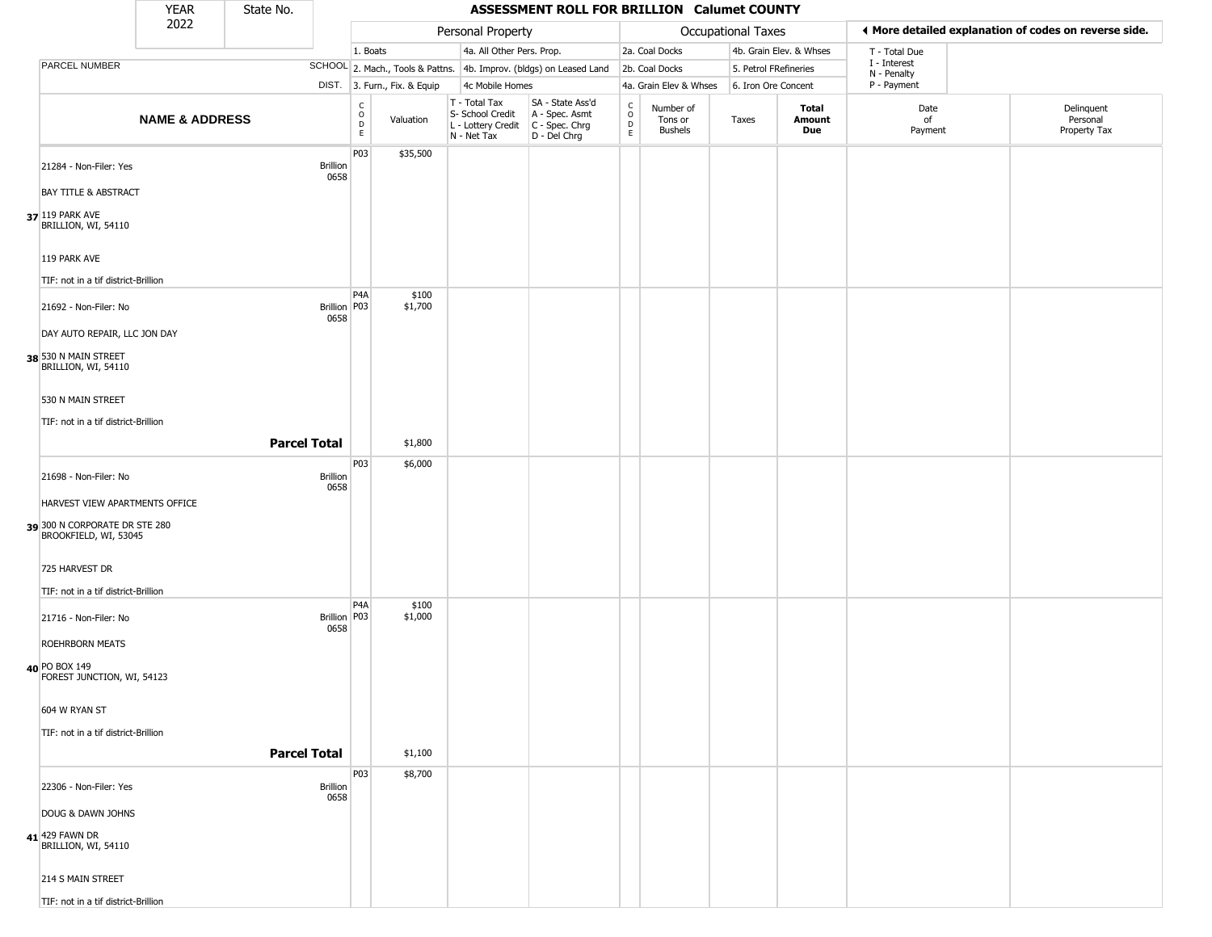| YEAR 2022 | State No. | | ASSESSMENT ROLL FOR BRILLION Calumet COUNTY | | | | | | | | | | |
|---|---|---|---|---|---|---|---|---|---|---|---|---|---|

| | | Personal Property | | | | Occupational Taxes | | | | | ◀ More detailed explanation of codes on reverse side. | |
|---|---|---|---|---|---|---|---|---|---|---|---|---|
| PARCEL NUMBER | SCHOOL DIST. | 1. Boats<br>2. Mach., Tools & Pattns.<br>3. Furn., Fix. & Equip | | 4a. All Other Pers. Prop.<br>4b. Improv. (bldgs) on Leased Land<br>4c Mobile Homes | | 2a. Coal Docks<br>2b. Coal Docks<br>4a. Grain Elev & Whses | | 4b. Grain Elev. & Whses<br>5. Petrol FRefineries<br>6. Iron Ore Concent | | | T - Total Due<br>I - Interest<br>N - Penalty<br>P - Payment | |
| **NAME & ADDRESS** | | CODE | Valuation | T - Total Tax<br>S- School Credit<br>L - Lottery Credit<br>N - Net Tax | SA - State Ass'd<br>A - Spec. Asmt<br>C - Spec. Chrg<br>D - Del Chrg | CODE | Number of Tons or Bushels | Taxes | **Total Amount Due** | Date of Payment | Delinquent Personal Property Tax |
| 37 21284 - Non-Filer: Yes<br>BAY TITLE & ABSTRACT<br>119 PARK AVE<br>BRILLION, WI, 54110<br>119 PARK AVE<br>TIF: not in a tif district-Brillion | Brillion 0658 | P03 | $35,500 | | | | | | | | |
| 38 21692 - Non-Filer: No<br>DAY AUTO REPAIR, LLC JON DAY<br>530 N MAIN STREET<br>BRILLION, WI, 54110<br>530 N MAIN STREET<br>TIF: not in a tif district-Brillion | Brillion 0658 | P4A<br>P03 | $100<br>$1,700 | | | | | | | | |
| **Parcel Total** | | | $1,800 | | | | | | | | |
| 39 21698 - Non-Filer: No<br>HARVEST VIEW APARTMENTS OFFICE<br>300 N CORPORATE DR STE 280<br>BROOKFIELD, WI, 53045<br>725 HARVEST DR<br>TIF: not in a tif district-Brillion | Brillion 0658 | P03 | $6,000 | | | | | | | | |
| 40 21716 - Non-Filer: No<br>ROEHRBORN MEATS<br>PO BOX 149<br>FOREST JUNCTION, WI, 54123<br>604 W RYAN ST<br>TIF: not in a tif district-Brillion | Brillion 0658 | P4A<br>P03 | $100<br>$1,000 | | | | | | | | |
| **Parcel Total** | | | $1,100 | | | | | | | | |
| 41 22306 - Non-Filer: Yes<br>DOUG & DAWN JOHNS<br>429 FAWN DR<br>BRILLION, WI, 54110<br>214 S MAIN STREET<br>TIF: not in a tif district-Brillion | Brillion 0658 | P03 | $8,700 | | | | | | | | |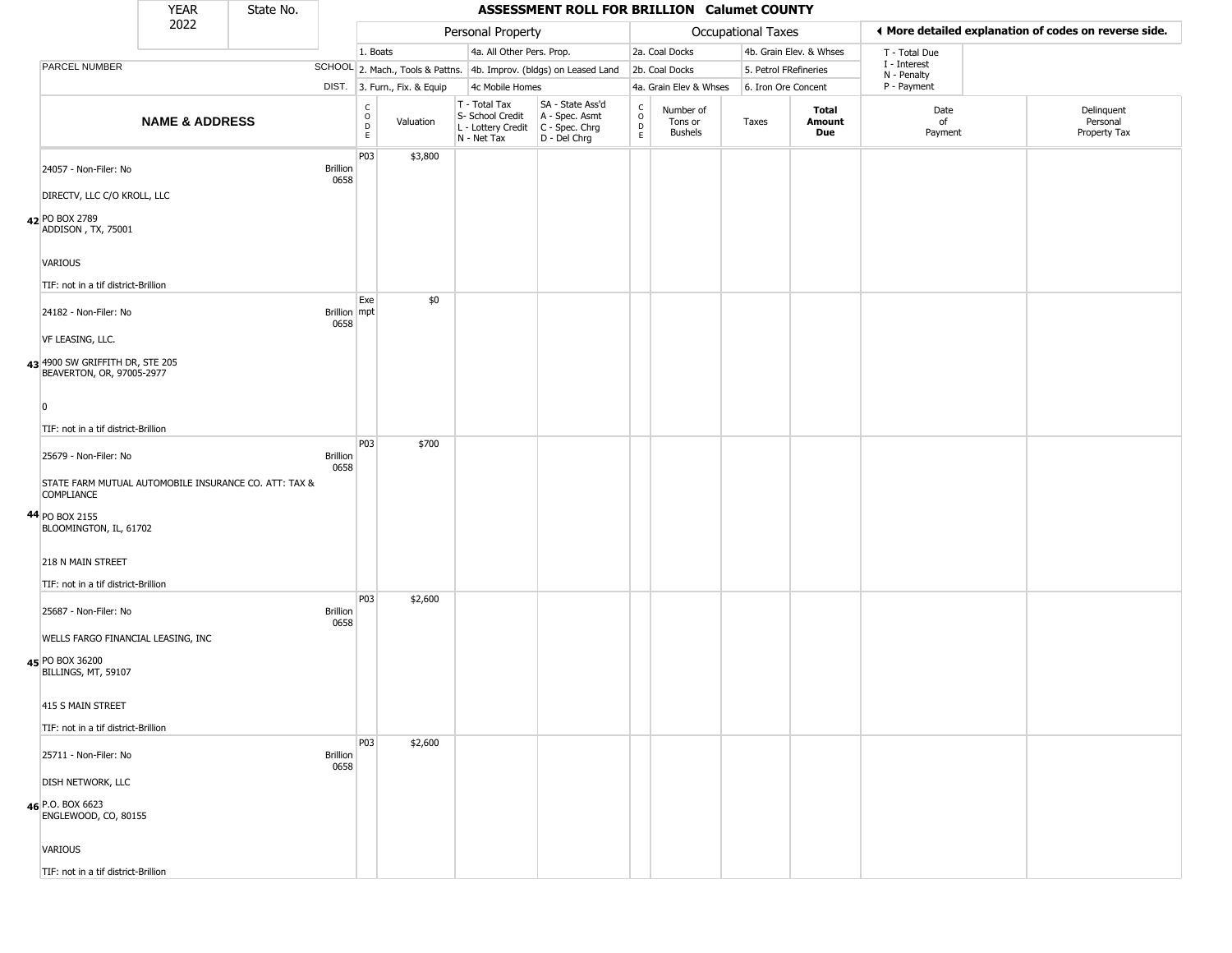| YEAR 2022 | State No. | | ASSESSMENT ROLL FOR BRILLION Calumet COUNTY | | | | | | | | | | |
|---|---|---|---|---|---|---|---|---|---|---|---|---|---|

**Personal Property**: 1. Boats; 2. Mach., Tools & Pattns.; 3. Furn., Fix. & Equip; 4a. All Other Pers. Prop.; 4b. Improv. (bldgs) on Leased Land; 4c Mobile Homes

**Occupational Taxes**: 2a. Coal Docks; 2b. Coal Docks; 4a. Grain Elev & Whses; 4b. Grain Elev. & Whses; 5. Petrol FRefineries; 6. Iron Ore Concent

◄ More detailed explanation of codes on reverse side. T - Total Due; I - Interest; N - Penalty; P - Payment

| | PARCEL NUMBER / NAME & ADDRESS | SCHOOL DIST. | CODE | Valuation | T - Total Tax S- School Credit L - Lottery Credit N - Net Tax | SA - State Ass'd A - Spec. Asmt C - Spec. Chrg D - Del Chrg | CODE | Number of Tons or Bushels | Taxes | Total Amount Due | Date of Payment | Delinquent Personal Property Tax |
|---|---|---|---|---|---|---|---|---|---|---|---|---|
| 42 | 24057 - Non-Filer: No<br>DIRECTV, LLC C/O KROLL, LLC<br>PO BOX 2789<br>ADDISON , TX, 75001<br>VARIOUS<br>TIF: not in a tif district-Brillion | Brillion 0658 | P03 | $3,800 | | | | | | | | |
| 43 | 24182 - Non-Filer: No<br>VF LEASING, LLC.<br>4900 SW GRIFFITH DR, STE 205<br>BEAVERTON, OR, 97005-2977<br>0<br>TIF: not in a tif district-Brillion | Brillion 0658 | Exempt | $0 | | | | | | | | |
| 44 | 25679 - Non-Filer: No<br>STATE FARM MUTUAL AUTOMOBILE INSURANCE CO. ATT: TAX & COMPLIANCE<br>PO BOX 2155<br>BLOOMINGTON, IL, 61702<br>218 N MAIN STREET<br>TIF: not in a tif district-Brillion | Brillion 0658 | P03 | $700 | | | | | | | | |
| 45 | 25687 - Non-Filer: No<br>WELLS FARGO FINANCIAL LEASING, INC<br>PO BOX 36200<br>BILLINGS, MT, 59107<br>415 S MAIN STREET<br>TIF: not in a tif district-Brillion | Brillion 0658 | P03 | $2,600 | | | | | | | | |
| 46 | 25711 - Non-Filer: No<br>DISH NETWORK, LLC<br>P.O. BOX 6623<br>ENGLEWOOD, CO, 80155<br>VARIOUS<br>TIF: not in a tif district-Brillion | Brillion 0658 | P03 | $2,600 | | | | | | | | |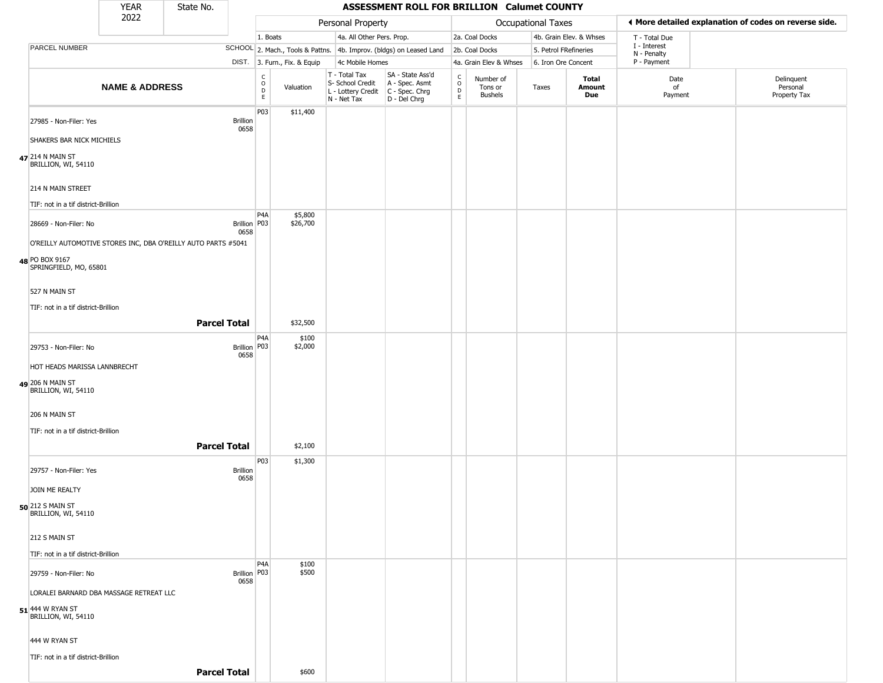| YEAR 2022 | State No. | ASSESSMENT ROLL FOR BRILLION Calumet COUNTY | | | | | | | | | |
|---|---|---|---|---|---|---|---|---|---|---|---|

| PARCEL NUMBER | SCHOOL DIST. | Personal Property | | | | Occupational Taxes | | | | ◄ More detailed explanation of codes on reverse side. | |
|---|---|---|---|---|---|---|---|---|---|---|---|
| | | 1. Boats | | 4a. All Other Pers. Prop. | | 2a. Coal Docks | | 4b. Grain Elev. & Whses | | T - Total Due<br>I - Interest<br>N - Penalty<br>P - Payment | |
| | | 2. Mach., Tools & Pattns. | | 4b. Improv. (bldgs) on Leased Land | | 2b. Coal Docks | | 5. Petrol FRefineries | | | |
| | | 3. Furn., Fix. & Equip | | 4c Mobile Homes | | 4a. Grain Elev & Whses | | 6. Iron Ore Concent | | | |
| **NAME & ADDRESS** | | CODE | Valuation | T - Total Tax<br>S- School Credit<br>L - Lottery Credit<br>N - Net Tax | SA - State Ass'd<br>A - Spec. Asmt<br>C - Spec. Chrg<br>D - Del Chrg | CODE | Number of Tons or Bushels | Taxes | **Total Amount Due** | Date of Payment | Delinquent Personal Property Tax |
| 47 27985 - Non-Filer: Yes<br>SHAKERS BAR NICK MICHIELS<br>214 N MAIN ST<br>BRILLION, WI, 54110<br>214 N MAIN STREET<br>TIF: not in a tif district-Brillion | Brillion 0658 | P03 | $11,400 | | | | | | | | |
| 48 28669 - Non-Filer: No<br>O'REILLY AUTOMOTIVE STORES INC, DBA O'REILLY AUTO PARTS #5041<br>PO BOX 9167<br>SPRINGFIELD, MO, 65801<br>527 N MAIN ST<br>TIF: not in a tif district-Brillion | Brillion 0658 | P4A<br>P03 | $5,800<br>$26,700 | | | | | | | | |
| **Parcel Total** | | | $32,500 | | | | | | | | |
| 49 29753 - Non-Filer: No<br>HOT HEADS MARISSA LANNBRECHT<br>206 N MAIN ST<br>BRILLION, WI, 54110<br>206 N MAIN ST<br>TIF: not in a tif district-Brillion | Brillion 0658 | P4A<br>P03 | $100<br>$2,000 | | | | | | | | |
| **Parcel Total** | | | $2,100 | | | | | | | | |
| 50 29757 - Non-Filer: Yes<br>JOIN ME REALTY<br>212 S MAIN ST<br>BRILLION, WI, 54110<br>212 S MAIN ST<br>TIF: not in a tif district-Brillion | Brillion 0658 | P03 | $1,300 | | | | | | | | |
| 51 29759 - Non-Filer: No<br>LORALEI BARNARD DBA MASSAGE RETREAT LLC<br>444 W RYAN ST<br>BRILLION, WI, 54110<br>444 W RYAN ST<br>TIF: not in a tif district-Brillion | Brillion 0658 | P4A<br>P03 | $100<br>$500 | | | | | | | | |
| **Parcel Total** | | | $600 | | | | | | | | |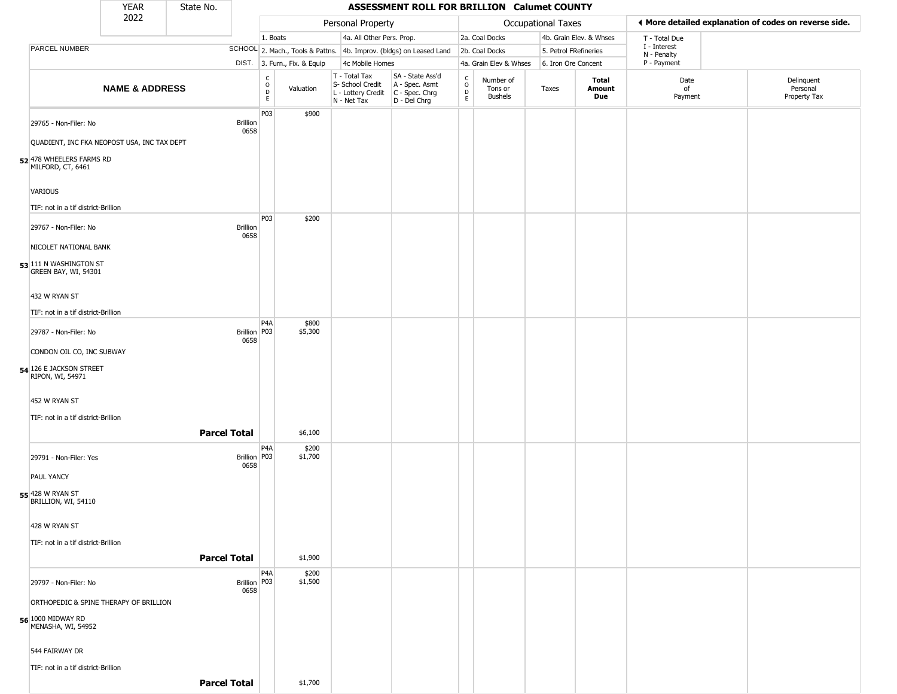# ASSESSMENT ROLL FOR BRILLION Calumet COUNTY

YEAR 2022 | State No.

| | | Personal Property | | | | Occupational Taxes | | | | ◄ More detailed explanation of codes on reverse side. | |
|---|---|---|---|---|---|---|---|---|---|---|---|
| PARCEL NUMBER | SCHOOL DIST. | 1. Boats<br>2. Mach., Tools & Pattns.<br>3. Furn., Fix. & Equip | | 4a. All Other Pers. Prop.<br>4b. Improv. (bldgs) on Leased Land<br>4c Mobile Homes | | 2a. Coal Docks<br>2b. Coal Docks<br>4a. Grain Elev & Whses | | 4b. Grain Elev. & Whses<br>5. Petrol FRefineries<br>6. Iron Ore Concent | | T - Total Due<br>I - Interest<br>N - Penalty<br>P - Payment | |
| **NAME & ADDRESS** | | CODE | Valuation | T - Total Tax<br>S- School Credit<br>L - Lottery Credit<br>N - Net Tax | SA - State Ass'd<br>A - Spec. Asmt<br>C - Spec. Chrg<br>D - Del Chrg | CODE | Number of Tons or Bushels | Taxes | **Total Amount Due** | Date of Payment | Delinquent Personal Property Tax |
| **52** 29765 - Non-Filer: No<br>QUADIENT, INC FKA NEOPOST USA, INC TAX DEPT<br>478 WHEELERS FARMS RD<br>MILFORD, CT, 6461<br>VARIOUS<br>TIF: not in a tif district-Brillion | Brillion 0658 | P03 | $900 | | | | | | | | |
| **53** 29767 - Non-Filer: No<br>NICOLET NATIONAL BANK<br>111 N WASHINGTON ST<br>GREEN BAY, WI, 54301<br>432 W RYAN ST<br>TIF: not in a tif district-Brillion | Brillion 0658 | P03 | $200 | | | | | | | | |
| **54** 29787 - Non-Filer: No<br>CONDON OIL CO, INC SUBWAY<br>126 E JACKSON STREET<br>RIPON, WI, 54971<br>452 W RYAN ST<br>TIF: not in a tif district-Brillion | Brillion 0658 | P4A<br>P03 | $800<br>$5,300 | | | | | | | | |
| **Parcel Total** | | | $6,100 | | | | | | | | |
| **55** 29791 - Non-Filer: Yes<br>PAUL YANCY<br>428 W RYAN ST<br>BRILLION, WI, 54110<br>428 W RYAN ST<br>TIF: not in a tif district-Brillion | Brillion 0658 | P4A<br>P03 | $200<br>$1,700 | | | | | | | | |
| **Parcel Total** | | | $1,900 | | | | | | | | |
| **56** 29797 - Non-Filer: No<br>ORTHOPEDIC & SPINE THERAPY OF BRILLION<br>1000 MIDWAY RD<br>MENASHA, WI, 54952<br>544 FAIRWAY DR<br>TIF: not in a tif district-Brillion | Brillion 0658 | P4A<br>P03 | $200<br>$1,500 | | | | | | | | |
| **Parcel Total** | | | $1,700 | | | | | | | | |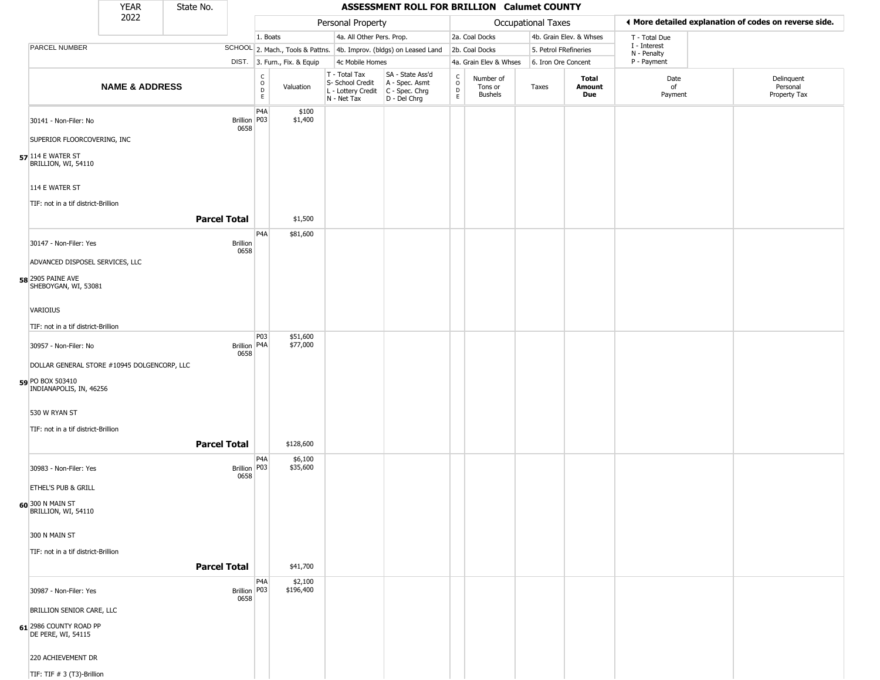| YEAR 2022 | State No. | ASSESSMENT ROLL FOR BRILLION Calumet COUNTY | | | | | | | | | | |
|---|---|---|---|---|---|---|---|---|---|---|---|---|

| | | Personal Property | | | | Occupational Taxes | | | | ◀ More detailed explanation of codes on reverse side. | | |
|---|---|---|---|---|---|---|---|---|---|---|---|---|
| PARCEL NUMBER | SCHOOL DIST. | 1. Boats<br>2. Mach., Tools & Pattns.<br>3. Furn., Fix. & Equip | | 4a. All Other Pers. Prop.<br>4b. Improv. (bldgs) on Leased Land<br>4c Mobile Homes | | 2a. Coal Docks<br>2b. Coal Docks<br>4a. Grain Elev & Whses | | 4b. Grain Elev. & Whses<br>5. Petrol FRefineries<br>6. Iron Ore Concent | | T - Total Due<br>I - Interest<br>N - Penalty<br>P - Payment | | |
| NAME & ADDRESS | | CODE | Valuation | T - Total Tax<br>S- School Credit<br>L - Lottery Credit<br>N - Net Tax | SA - State Ass'd<br>A - Spec. Asmt<br>C - Spec. Chrg<br>D - Del Chrg | CODE | Number of Tons or Bushels | Taxes | Total Amount Due | Date of Payment | Delinquent Personal Property Tax |
| 30141 - Non-Filer: No<br>SUPERIOR FLOORCOVERING, INC<br>57 114 E WATER ST<br>BRILLION, WI, 54110<br>114 E WATER ST<br>TIF: not in a tif district-Brillion | Brillion 0658 | P4A<br>P03 | $100<br>$1,400 | | | | | | | | |
| **Parcel Total** | | | $1,500 | | | | | | | | |
| 30147 - Non-Filer: Yes<br>ADVANCED DISPOSEL SERVICES, LLC<br>58 2905 PAINE AVE<br>SHEBOYGAN, WI, 53081<br>VARIOIUS<br>TIF: not in a tif district-Brillion | Brillion 0658 | P4A | $81,600 | | | | | | | | |
| 30957 - Non-Filer: No<br>DOLLAR GENERAL STORE #10945 DOLGENCORP, LLC<br>59 PO BOX 503410<br>INDIANAPOLIS, IN, 46256<br>530 W RYAN ST<br>TIF: not in a tif district-Brillion | Brillion 0658 | P03<br>P4A | $51,600<br>$77,000 | | | | | | | | |
| **Parcel Total** | | | $128,600 | | | | | | | | |
| 30983 - Non-Filer: Yes<br>ETHEL'S PUB & GRILL<br>60 300 N MAIN ST<br>BRILLION, WI, 54110<br>300 N MAIN ST<br>TIF: not in a tif district-Brillion | Brillion 0658 | P4A<br>P03 | $6,100<br>$35,600 | | | | | | | | |
| **Parcel Total** | | | $41,700 | | | | | | | | |
| 30987 - Non-Filer: Yes<br>BRILLION SENIOR CARE, LLC<br>61 2986 COUNTY ROAD PP<br>DE PERE, WI, 54115<br>220 ACHIEVEMENT DR<br>TIF: TIF # 3 (T3)-Brillion | Brillion 0658 | P4A<br>P03 | $2,100<br>$196,400 | | | | | | | | |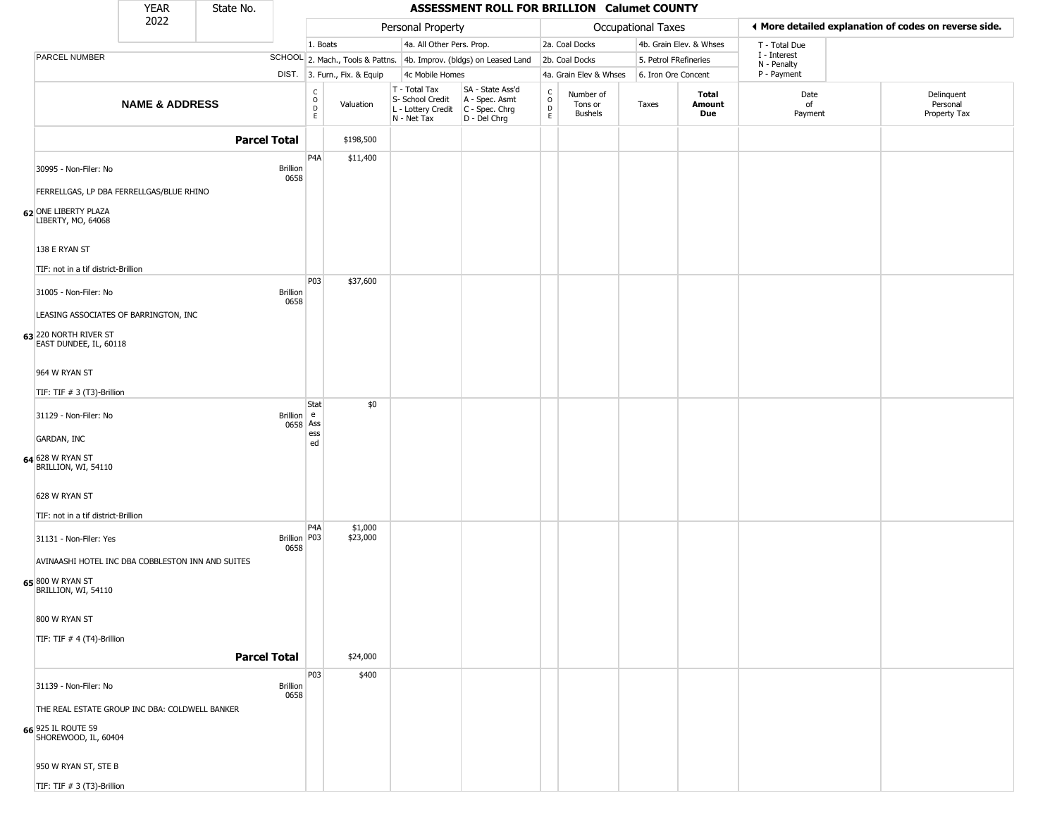| YEAR 2022 | State No. | ASSESSMENT ROLL FOR BRILLION Calumet COUNTY | | | | | | | | | |
|---|---|---|---|---|---|---|---|---|---|---|---|

| | | Personal Property | | | | Occupational Taxes | | | | ◄ More detailed explanation of codes on reverse side. | |
|---|---|---|---|---|---|---|---|---|---|---|---|
| PARCEL NUMBER | SCHOOL DIST. | 1. Boats<br>2. Mach., Tools & Pattns.<br>3. Furn., Fix. & Equip | | 4a. All Other Pers. Prop.<br>4b. Improv. (bldgs) on Leased Land<br>4c Mobile Homes | | 2a. Coal Docks<br>2b. Coal Docks<br>4a. Grain Elev & Whses | | 4b. Grain Elev. & Whses<br>5. Petrol FRefineries<br>6. Iron Ore Concent | | T - Total Due<br>I - Interest<br>N - Penalty<br>P - Payment | |
| **NAME & ADDRESS** | | CODE | Valuation | T - Total Tax<br>S- School Credit<br>L - Lottery Credit<br>N - Net Tax | SA - State Ass'd<br>A - Spec. Asmt<br>C - Spec. Chrg<br>D - Del Chrg | CODE | Number of Tons or Bushels | Taxes | **Total Amount Due** | Date of Payment | Delinquent Personal Property Tax |
| **Parcel Total** | | | $198,500 | | | | | | | | |
| 30995 - Non-Filer: No<br>FERRELLGAS, LP DBA FERRELLGAS/BLUE RHINO<br>**62** ONE LIBERTY PLAZA<br>LIBERTY, MO, 64068<br>138 E RYAN ST<br>TIF: not in a tif district-Brillion | Brillion 0658 | P4A | $11,400 | | | | | | | | |
| 31005 - Non-Filer: No<br>LEASING ASSOCIATES OF BARRINGTON, INC<br>**63** 220 NORTH RIVER ST<br>EAST DUNDEE, IL, 60118<br>964 W RYAN ST<br>TIF: TIF # 3 (T3)-Brillion | Brillion 0658 | P03 | $37,600 | | | | | | | | |
| 31129 - Non-Filer: No<br>GARDAN, INC<br>**64** 628 W RYAN ST<br>BRILLION, WI, 54110<br>628 W RYAN ST<br>TIF: not in a tif district-Brillion | Brillion 0658 | State Assessed | $0 | | | | | | | | |
| 31131 - Non-Filer: Yes<br>AVINAASHI HOTEL INC DBA COBBLESTON INN AND SUITES<br>**65** 800 W RYAN ST<br>BRILLION, WI, 54110<br>800 W RYAN ST<br>TIF: TIF # 4 (T4)-Brillion | Brillion 0658 | P4A<br>P03 | $1,000<br>$23,000 | | | | | | | | |
| **Parcel Total** | | | $24,000 | | | | | | | | |
| 31139 - Non-Filer: No<br>THE REAL ESTATE GROUP INC DBA: COLDWELL BANKER<br>**66** 925 IL ROUTE 59<br>SHOREWOOD, IL, 60404<br>950 W RYAN ST, STE B<br>TIF: TIF # 3 (T3)-Brillion | Brillion 0658 | P03 | $400 | | | | | | | | |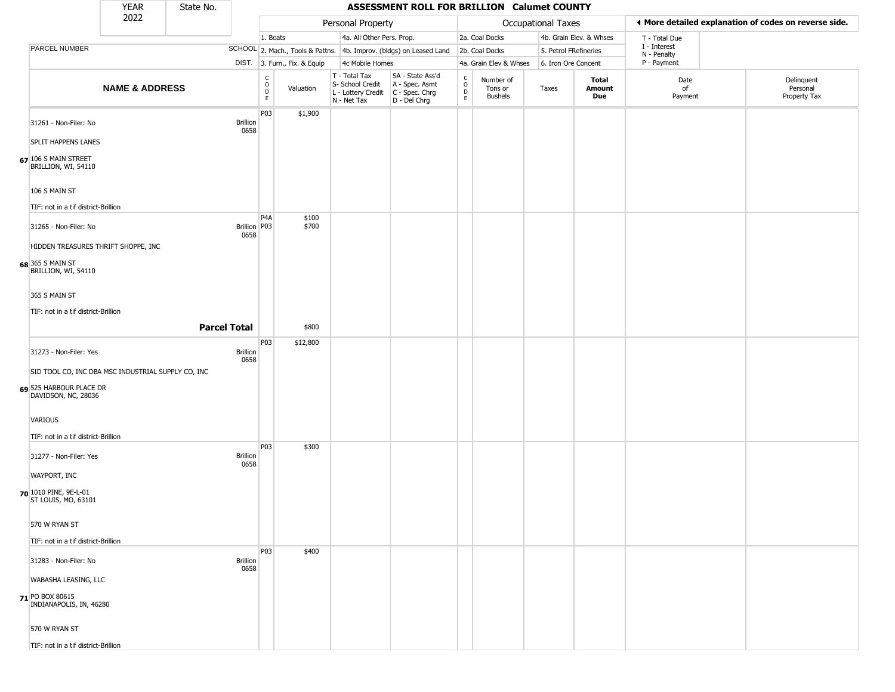# ASSESSMENT ROLL FOR BRILLION Calumet COUNTY

YEAR 2022 | State No.

◄ More detailed explanation of codes on reverse side.

| NAME & ADDRESS | SCHOOL DIST. | CODE | Valuation | T - Total Tax / S- School Credit / L - Lottery Credit / N - Net Tax | SA - State Ass'd / A - Spec. Asmt / C - Spec. Chrg / D - Del Chrg | CODE | Number of Tons or Bushels | Taxes | Total Amount Due | Date of Payment | Delinquent Personal Property Tax |
|---|---|---|---|---|---|---|---|---|---|---|---|
| **67** 31261 - Non-Filer: No<br>SPLIT HAPPENS LANES<br>106 S MAIN STREET<br>BRILLION, WI, 54110<br>106 S MAIN ST<br>TIF: not in a tif district-Brillion | Brillion 0658 | P03 | $1,900 | | | | | | | | |
| **68** 31265 - Non-Filer: No<br>HIDDEN TREASURES THRIFT SHOPPE, INC<br>365 S MAIN ST<br>BRILLION, WI, 54110<br>365 S MAIN ST<br>TIF: not in a tif district-Brillion | Brillion 0658 | P4A<br>P03 | $100<br>$700 | | | | | | | | |
| **Parcel Total** | | | $800 | | | | | | | | |
| **69** 31273 - Non-Filer: Yes<br>SID TOOL CO, INC DBA MSC INDUSTRIAL SUPPLY CO, INC<br>525 HARBOUR PLACE DR<br>DAVIDSON, NC, 28036<br>VARIOUS<br>TIF: not in a tif district-Brillion | Brillion 0658 | P03 | $12,800 | | | | | | | | |
| **70** 31277 - Non-Filer: Yes<br>WAYPORT, INC<br>1010 PINE, 9E-L-01<br>ST LOUIS, MO, 63101<br>570 W RYAN ST<br>TIF: not in a tif district-Brillion | Brillion 0658 | P03 | $300 | | | | | | | | |
| **71** 31283 - Non-Filer: No<br>WABASHA LEASING, LLC<br>PO BOX 80615<br>INDIANAPOLIS, IN, 46280<br>570 W RYAN ST<br>TIF: not in a tif district-Brillion | Brillion 0658 | P03 | $400 | | | | | | | | |

Personal Property codes: 1. Boats; 2. Mach., Tools & Pattns.; 3. Furn., Fix. & Equip; 4a. All Other Pers. Prop.; 4b. Improv. (bldgs) on Leased Land; 4c Mobile Homes

Occupational Taxes codes: 2a. Coal Docks; 2b. Coal Docks; 4a. Grain Elev & Whses; 4b. Grain Elev. & Whses; 5. Petrol FRefineries; 6. Iron Ore Concent

T - Total Due; I - Interest; N - Penalty; P - Payment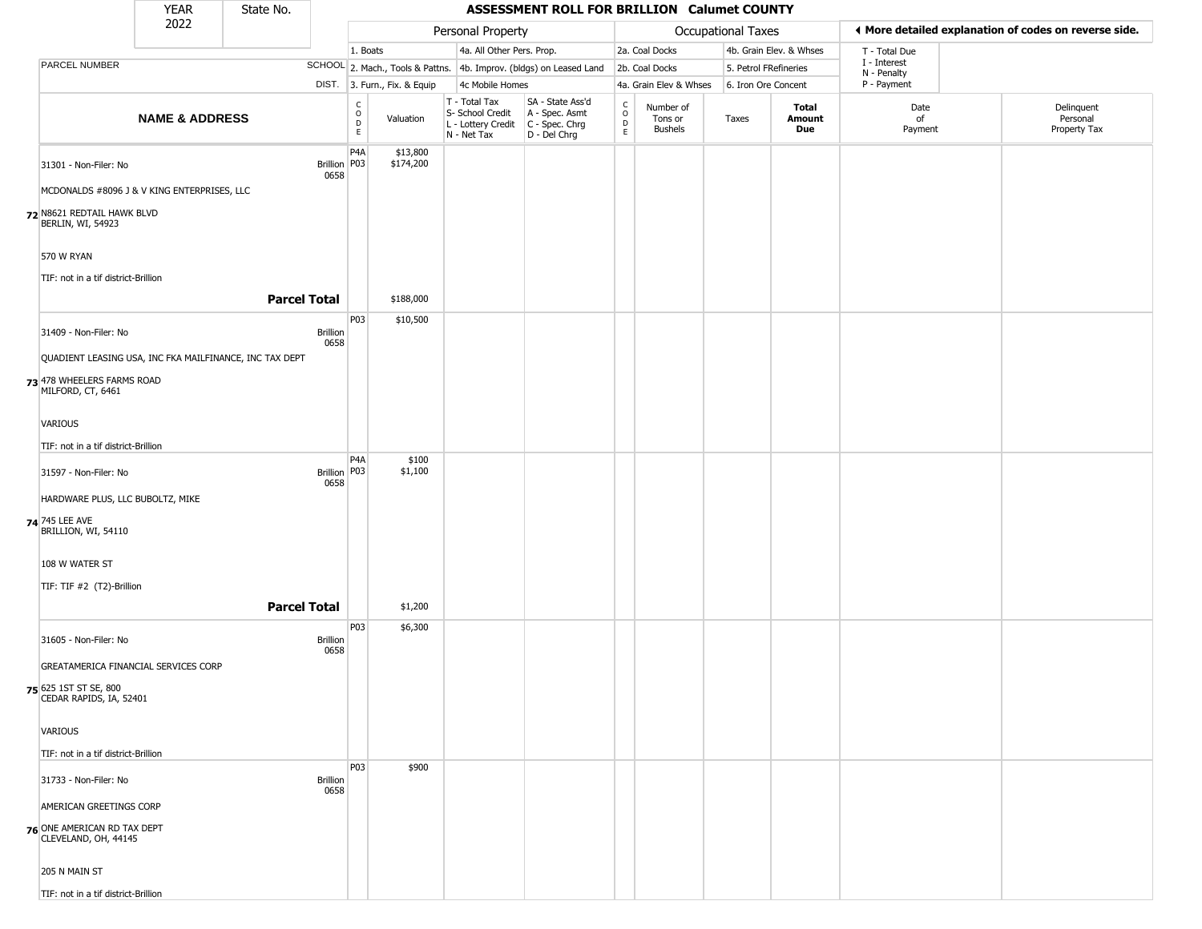| YEAR 2022 | State No. | | **ASSESSMENT ROLL FOR BRILLION Calumet COUNTY** | | | | | | | | | |
|---|---|---|---|---|---|---|---|---|---|---|---|---|
| | | | Personal Property | | | | Occupational Taxes | | | | ◀ More detailed explanation of codes on reverse side. | |
| | | | 1. Boats | | 4a. All Other Pers. Prop. | | 2a. Coal Docks | | 4b. Grain Elev. & Whses | | T - Total Due | |
| PARCEL NUMBER | SCHOOL | | 2. Mach., Tools & Pattns. | | 4b. Improv. (bldgs) on Leased Land | | 2b. Coal Docks | | 5. Petrol FRefineries | | I - Interest; N - Penalty | |
| | DIST. | | 3. Furn., Fix. & Equip | | 4c Mobile Homes | | 4a. Grain Elev & Whses | | 6. Iron Ore Concent | | P - Payment | |
| **NAME & ADDRESS** | | CODE | Valuation | T - Total Tax; S- School Credit; L - Lottery Credit; N - Net Tax | SA - State Ass'd; A - Spec. Asmt; C - Spec. Chrg; D - Del Chrg | CODE | Number of Tons or Bushels | Taxes | **Total Amount Due** | Date of Payment | Delinquent Personal Property Tax | |
| 31301 - Non-Filer: No | Brillion 0658 | P4A | $13,800 | | | | | | | | | |
| | | P03 | $174,200 | | | | | | | | | |
| MCDONALDS #8096 J & V KING ENTERPRISES, LLC | | | | | | | | | | | | |
| **72** N8621 REDTAIL HAWK BLVD BERLIN, WI, 54923 | | | | | | | | | | | | |
| 570 W RYAN | | | | | | | | | | | | |
| TIF: not in a tif district-Brillion | | | | | | | | | | | | |
| **Parcel Total** | | | $188,000 | | | | | | | | | |
| 31409 - Non-Filer: No | Brillion 0658 | P03 | $10,500 | | | | | | | | | |
| QUADIENT LEASING USA, INC FKA MAILFINANCE, INC TAX DEPT | | | | | | | | | | | | |
| **73** 478 WHEELERS FARMS ROAD MILFORD, CT, 6461 | | | | | | | | | | | | |
| VARIOUS | | | | | | | | | | | | |
| TIF: not in a tif district-Brillion | | | | | | | | | | | | |
| 31597 - Non-Filer: No | Brillion 0658 | P4A | $100 | | | | | | | | | |
| | | P03 | $1,100 | | | | | | | | | |
| HARDWARE PLUS, LLC BUBOLTZ, MIKE | | | | | | | | | | | | |
| **74** 745 LEE AVE BRILLION, WI, 54110 | | | | | | | | | | | | |
| 108 W WATER ST | | | | | | | | | | | | |
| TIF: TIF #2 (T2)-Brillion | | | | | | | | | | | | |
| **Parcel Total** | | | $1,200 | | | | | | | | | |
| 31605 - Non-Filer: No | Brillion 0658 | P03 | $6,300 | | | | | | | | | |
| GREATAMERICA FINANCIAL SERVICES CORP | | | | | | | | | | | | |
| **75** 625 1ST ST SE, 800 CEDAR RAPIDS, IA, 52401 | | | | | | | | | | | | |
| VARIOUS | | | | | | | | | | | | |
| TIF: not in a tif district-Brillion | | | | | | | | | | | | |
| 31733 - Non-Filer: No | Brillion 0658 | P03 | $900 | | | | | | | | | |
| AMERICAN GREETINGS CORP | | | | | | | | | | | | |
| **76** ONE AMERICAN RD TAX DEPT CLEVELAND, OH, 44145 | | | | | | | | | | | | |
| 205 N MAIN ST | | | | | | | | | | | | |
| TIF: not in a tif district-Brillion | | | | | | | | | | | | |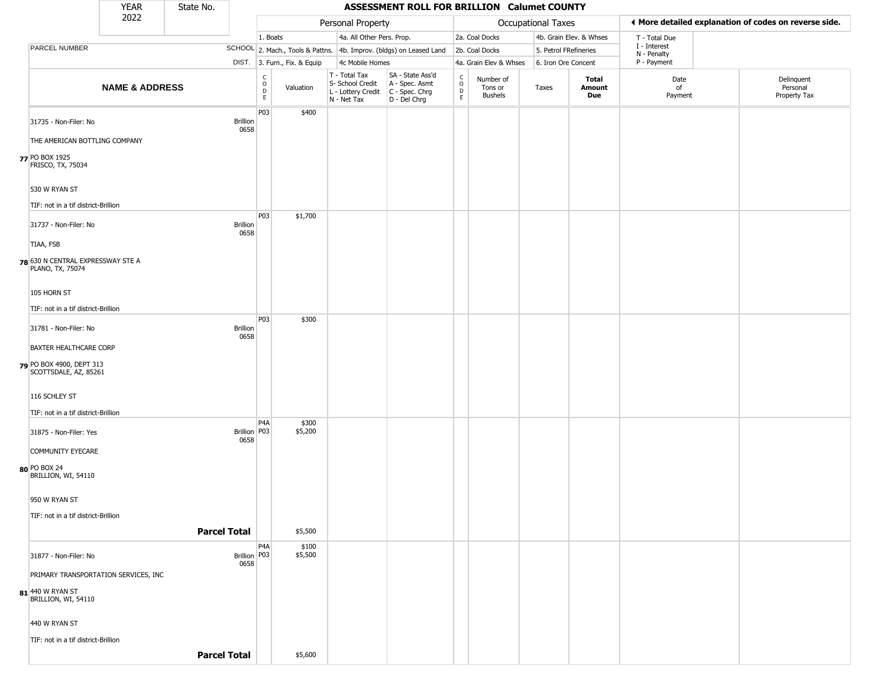| YEAR 2022 | State No. | | ASSESSMENT ROLL FOR BRILLION Calumet COUNTY | | | | | | | | | |
|---|---|---|---|---|---|---|---|---|---|---|---|---|

| | | Personal Property | | | | | Occupational Taxes | | | | More detailed explanation of codes on reverse side. | |
|---|---|---|---|---|---|---|---|---|---|---|---|---|
| | | 1. Boats | | 4a. All Other Pers. Prop. | | | 2a. Coal Docks | | 4b. Grain Elev. & Whses | | T - Total Due | |
| PARCEL NUMBER | SCHOOL | 2. Mach., Tools & Pattns. | | 4b. Improv. (bldgs) on Leased Land | | | 2b. Coal Docks | | 5. Petrol FRefineries | | I - Interest N - Penalty | |
| | DIST. | 3. Furn., Fix. & Equip | | 4c Mobile Homes | | | 4a. Grain Elev & Whses | | 6. Iron Ore Concent | | P - Payment | |
| NAME & ADDRESS | | CODE | Valuation | T - Total Tax S- School Credit L - Lottery Credit N - Net Tax | SA - State Ass'd A - Spec. Asmt C - Spec. Chrg D - Del Chrg | CODE | Number of Tons or Bushels | Taxes | Total Amount Due | | Date of Payment | Delinquent Personal Property Tax |
| 31735 - Non-Filer: No<br>THE AMERICAN BOTTLING COMPANY<br>77 PO BOX 1925<br>FRISCO, TX, 75034<br>530 W RYAN ST<br>TIF: not in a tif district-Brillion | Brillion 0658 | P03 | $400 | | | | | | | | | |
| 31737 - Non-Filer: No<br>TIAA, FSB<br>78 630 N CENTRAL EXPRESSWAY STE A<br>PLANO, TX, 75074<br>105 HORN ST<br>TIF: not in a tif district-Brillion | Brillion 0658 | P03 | $1,700 | | | | | | | | | |
| 31781 - Non-Filer: No<br>BAXTER HEALTHCARE CORP<br>79 PO BOX 4900, DEPT 313<br>SCOTTSDALE, AZ, 85261<br>116 SCHLEY ST<br>TIF: not in a tif district-Brillion | Brillion 0658 | P03 | $300 | | | | | | | | | |
| 31875 - Non-Filer: Yes<br>COMMUNITY EYECARE<br>80 PO BOX 24<br>BRILLION, WI, 54110<br>950 W RYAN ST<br>TIF: not in a tif district-Brillion | Brillion 0658 | P4A<br>P03 | $300<br>$5,200 | | | | | | | | | |
| **Parcel Total** | | | $5,500 | | | | | | | | | |
| 31877 - Non-Filer: No<br>PRIMARY TRANSPORTATION SERVICES, INC<br>81 440 W RYAN ST<br>BRILLION, WI, 54110<br>440 W RYAN ST<br>TIF: not in a tif district-Brillion | Brillion 0658 | P4A<br>P03 | $100<br>$5,500 | | | | | | | | | |
| **Parcel Total** | | | $5,600 | | | | | | | | | |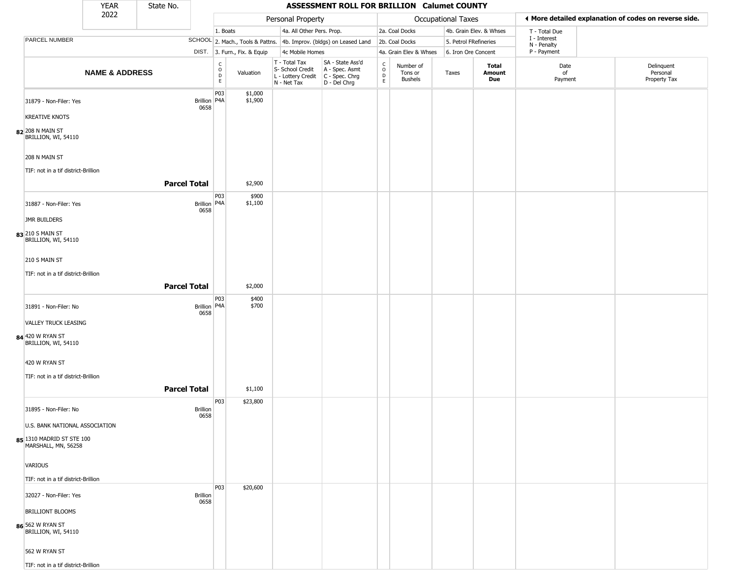| YEAR 2022 | State No. | ASSESSMENT ROLL FOR BRILLION Calumet COUNTY |
|---|---|---|

| | | Personal Property | | | | | Occupational Taxes | | | | ◀ More detailed explanation of codes on reverse side. | |
|---|---|---|---|---|---|---|---|---|---|---|---|---|
| | | 1. Boats | | 4a. All Other Pers. Prop. | | | 2a. Coal Docks | | 4b. Grain Elev. & Whses | | T - Total Due | |
| PARCEL NUMBER | SCHOOL | 2. Mach., Tools & Pattns. | | 4b. Improv. (bldgs) on Leased Land | | | 2b. Coal Docks | | 5. Petrol FRefineries | | I - Interest N - Penalty | |
| | DIST. | 3. Furn., Fix. & Equip | | 4c Mobile Homes | | | 4a. Grain Elev & Whses | | 6. Iron Ore Concent | | P - Payment | |
| NAME & ADDRESS | | CODE | Valuation | T - Total Tax S- School Credit L - Lottery Credit N - Net Tax | SA - State Ass'd A - Spec. Asmt C - Spec. Chrg D - Del Chrg | CODE | Number of Tons or Bushels | Taxes | Total Amount Due | | Date of Payment | Delinquent Personal Property Tax |
| 31879 - Non-Filer: Yes | Brillion 0658 | P03 P4A | $1,000 $1,900 | | | | | | | | | |
| KREATIVE KNOTS | | | | | | | | | | | | |
| 82 208 N MAIN ST BRILLION, WI, 54110 | | | | | | | | | | | | |
| 208 N MAIN ST | | | | | | | | | | | | |
| TIF: not in a tif district-Brillion | | | | | | | | | | | | |
| | **Parcel Total** | | $2,900 | | | | | | | | | |
| 31887 - Non-Filer: Yes | Brillion 0658 | P03 P4A | $900 $1,100 | | | | | | | | | |
| JMR BUILDERS | | | | | | | | | | | | |
| 83 210 S MAIN ST BRILLION, WI, 54110 | | | | | | | | | | | | |
| 210 S MAIN ST | | | | | | | | | | | | |
| TIF: not in a tif district-Brillion | | | | | | | | | | | | |
| | **Parcel Total** | | $2,000 | | | | | | | | | |
| 31891 - Non-Filer: No | Brillion 0658 | P03 P4A | $400 $700 | | | | | | | | | |
| VALLEY TRUCK LEASING | | | | | | | | | | | | |
| 84 420 W RYAN ST BRILLION, WI, 54110 | | | | | | | | | | | | |
| 420 W RYAN ST | | | | | | | | | | | | |
| TIF: not in a tif district-Brillion | | | | | | | | | | | | |
| | **Parcel Total** | | $1,100 | | | | | | | | | |
| 31895 - Non-Filer: No | Brillion 0658 | P03 | $23,800 | | | | | | | | | |
| U.S. BANK NATIONAL ASSOCIATION | | | | | | | | | | | | |
| 85 1310 MADRID ST STE 100 MARSHALL, MN, 56258 | | | | | | | | | | | | |
| VARIOUS | | | | | | | | | | | | |
| TIF: not in a tif district-Brillion | | | | | | | | | | | | |
| 32027 - Non-Filer: Yes | Brillion 0658 | P03 | $20,600 | | | | | | | | | |
| BRILLIONT BLOOMS | | | | | | | | | | | | |
| 86 562 W RYAN ST BRILLION, WI, 54110 | | | | | | | | | | | | |
| 562 W RYAN ST | | | | | | | | | | | | |
| TIF: not in a tif district-Brillion | | | | | | | | | | | | |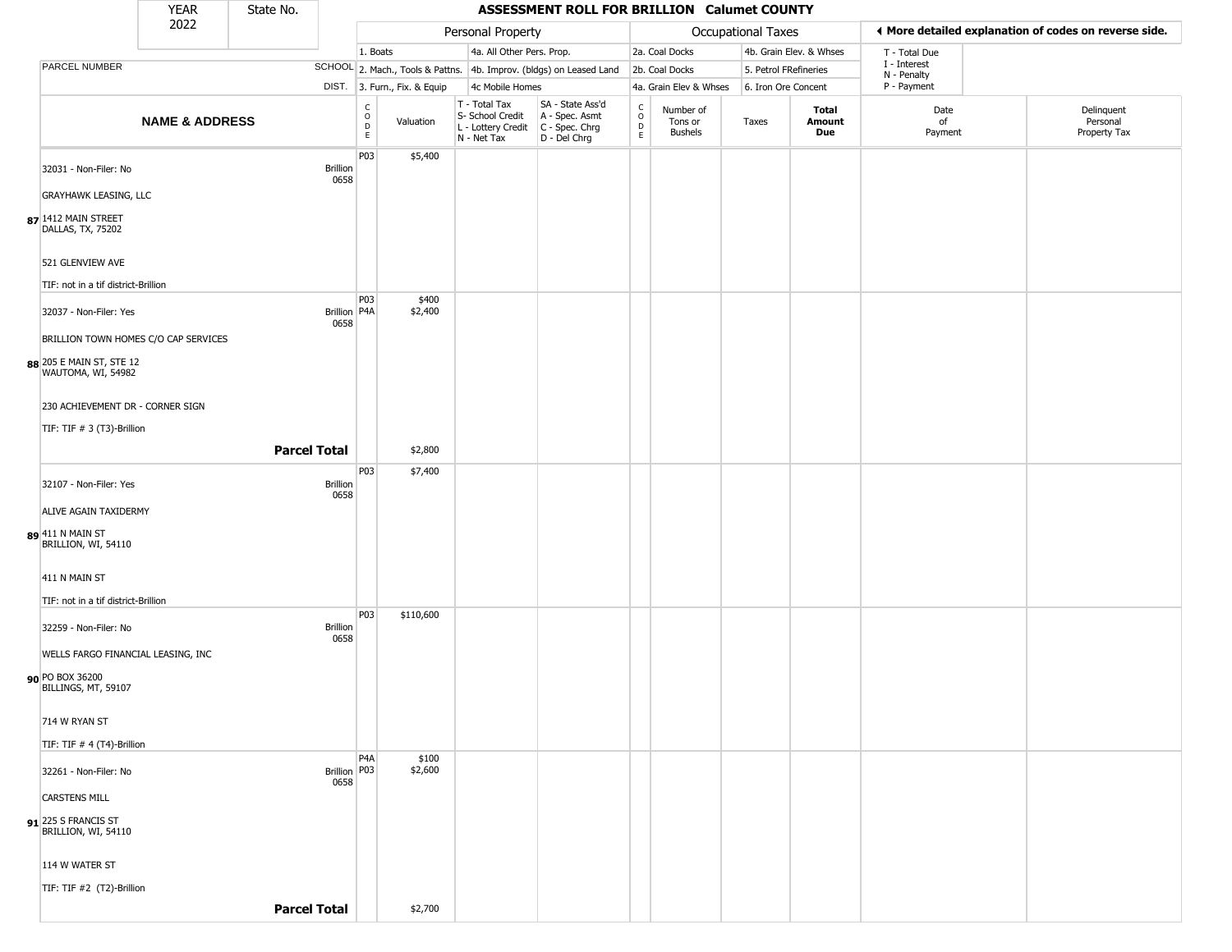| YEAR 2022 | State No. | | ASSESSMENT ROLL FOR BRILLION Calumet COUNTY | | | | | | | | | | |
|---|---|---|---|---|---|---|---|---|---|---|---|---|---|

| | | Personal Property | | | | | Occupational Taxes | | | | ◄ More detailed explanation of codes on reverse side. | |
|---|---|---|---|---|---|---|---|---|---|---|---|---|
| PARCEL NUMBER | SCHOOL DIST. | 1. Boats<br>2. Mach., Tools & Pattns.<br>3. Furn., Fix. & Equip | | 4a. All Other Pers. Prop.<br>4b. Improv. (bldgs) on Leased Land<br>4c Mobile Homes | | | 2a. Coal Docks<br>2b. Coal Docks<br>4a. Grain Elev & Whses | | 4b. Grain Elev. & Whses<br>5. Petrol FRefineries<br>6. Iron Ore Concent | | T - Total Due<br>I - Interest<br>N - Penalty<br>P - Payment | |
| **NAME & ADDRESS** | | CODE | Valuation | T - Total Tax<br>S- School Credit<br>L - Lottery Credit<br>N - Net Tax | SA - State Ass'd<br>A - Spec. Asmt<br>C - Spec. Chrg<br>D - Del Chrg | CODE | Number of Tons or Bushels | Taxes | **Total Amount Due** | Date of Payment | Delinquent Personal Property Tax |
| **87** 32031 - Non-Filer: No<br>GRAYHAWK LEASING, LLC<br>1412 MAIN STREET<br>DALLAS, TX, 75202<br>521 GLENVIEW AVE<br>TIF: not in a tif district-Brillion | Brillion 0658 | P03 | $5,400 | | | | | | | | |
| **88** 32037 - Non-Filer: Yes<br>BRILLION TOWN HOMES C/O CAP SERVICES<br>205 E MAIN ST, STE 12<br>WAUTOMA, WI, 54982<br>230 ACHIEVEMENT DR - CORNER SIGN<br>TIF: TIF # 3 (T3)-Brillion | Brillion 0658 | P03<br>P4A | $400<br>$2,400 | | | | | | | | |
| **Parcel Total** | | | $2,800 | | | | | | | | |
| **89** 32107 - Non-Filer: Yes<br>ALIVE AGAIN TAXIDERMY<br>411 N MAIN ST<br>BRILLION, WI, 54110<br>411 N MAIN ST<br>TIF: not in a tif district-Brillion | Brillion 0658 | P03 | $7,400 | | | | | | | | |
| **90** 32259 - Non-Filer: No<br>WELLS FARGO FINANCIAL LEASING, INC<br>PO BOX 36200<br>BILLINGS, MT, 59107<br>714 W RYAN ST<br>TIF: TIF # 4 (T4)-Brillion | Brillion 0658 | P03 | $110,600 | | | | | | | | |
| **91** 32261 - Non-Filer: No<br>CARSTENS MILL<br>225 S FRANCIS ST<br>BRILLION, WI, 54110<br>114 W WATER ST<br>TIF: TIF #2 (T2)-Brillion | Brillion 0658 | P4A<br>P03 | $100<br>$2,600 | | | | | | | | |
| **Parcel Total** | | | $2,700 | | | | | | | | |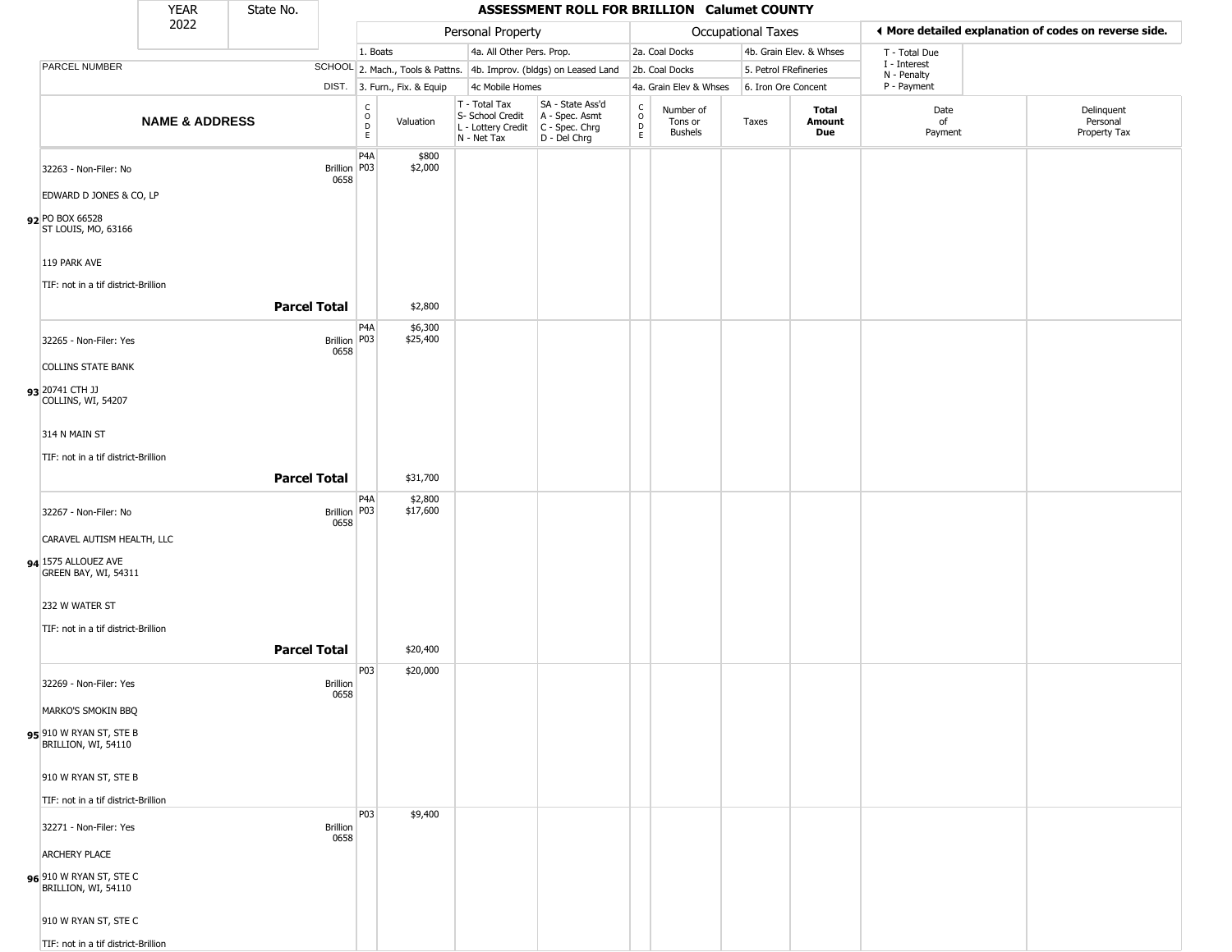| YEAR 2022 | State No. | | ASSESSMENT ROLL FOR BRILLION Calumet COUNTY | | | | | | | | | |
|---|---|---|---|---|---|---|---|---|---|---|---|---|

| | | Personal Property | | | | Occupational Taxes | | | | ◀ More detailed explanation of codes on reverse side. | |
|---|---|---|---|---|---|---|---|---|---|---|---|
| PARCEL NUMBER | SCHOOL DIST. | 1. Boats<br>2. Mach., Tools & Pattns.<br>3. Furn., Fix. & Equip | | 4a. All Other Pers. Prop.<br>4b. Improv. (bldgs) on Leased Land<br>4c Mobile Homes | | 2a. Coal Docks<br>2b. Coal Docks<br>4a. Grain Elev & Whses | | 4b. Grain Elev. & Whses<br>5. Petrol FRefineries<br>6. Iron Ore Concent | | T - Total Due<br>I - Interest<br>N - Penalty<br>P - Payment | |
| **NAME & ADDRESS** | | CODE | Valuation | T - Total Tax<br>S- School Credit<br>L - Lottery Credit<br>N - Net Tax | SA - State Ass'd<br>A - Spec. Asmt<br>C - Spec. Chrg<br>D - Del Chrg | CODE | Number of Tons or Bushels | Taxes | **Total Amount Due** | Date of Payment | Delinquent Personal Property Tax |
| 32263 - Non-Filer: No<br>EDWARD D JONES & CO, LP<br>**92** PO BOX 66528<br>ST LOUIS, MO, 63166<br>119 PARK AVE<br>TIF: not in a tif district-Brillion | Brillion 0658 | P4A<br>P03 | $800<br>$2,000 | | | | | | | | |
| **Parcel Total** | | | $2,800 | | | | | | | | |
| 32265 - Non-Filer: Yes<br>COLLINS STATE BANK<br>**93** 20741 CTH JJ<br>COLLINS, WI, 54207<br>314 N MAIN ST<br>TIF: not in a tif district-Brillion | Brillion 0658 | P4A<br>P03 | $6,300<br>$25,400 | | | | | | | | |
| **Parcel Total** | | | $31,700 | | | | | | | | |
| 32267 - Non-Filer: No<br>CARAVEL AUTISM HEALTH, LLC<br>**94** 1575 ALLOUEZ AVE<br>GREEN BAY, WI, 54311<br>232 W WATER ST<br>TIF: not in a tif district-Brillion | Brillion 0658 | P4A<br>P03 | $2,800<br>$17,600 | | | | | | | | |
| **Parcel Total** | | | $20,400 | | | | | | | | |
| 32269 - Non-Filer: Yes<br>MARKO'S SMOKIN BBQ<br>**95** 910 W RYAN ST, STE B<br>BRILLION, WI, 54110<br>910 W RYAN ST, STE B<br>TIF: not in a tif district-Brillion | Brillion 0658 | P03 | $20,000 | | | | | | | | |
| 32271 - Non-Filer: Yes<br>ARCHERY PLACE<br>**96** 910 W RYAN ST, STE C<br>BRILLION, WI, 54110<br>910 W RYAN ST, STE C<br>TIF: not in a tif district-Brillion | Brillion 0658 | P03 | $9,400 | | | | | | | | |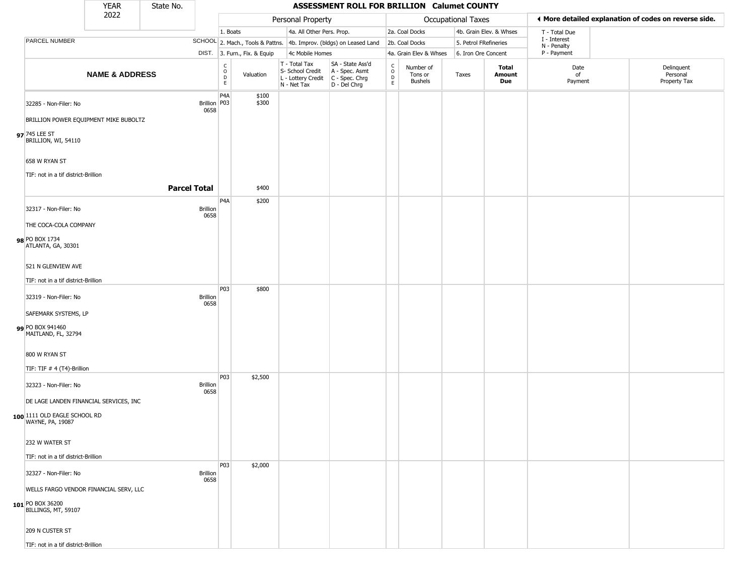| YEAR 2022 | State No. | ASSESSMENT ROLL FOR BRILLION Calumet COUNTY |
|---|---|---|

| | | Personal Property | | | | Occupational Taxes | | | | ◀ More detailed explanation of codes on reverse side. | |
|---|---|---|---|---|---|---|---|---|---|---|---|
| PARCEL NUMBER | SCHOOL DIST. | 1. Boats<br>2. Mach., Tools & Pattns.<br>3. Furn., Fix. & Equip | | 4a. All Other Pers. Prop.<br>4b. Improv. (bldgs) on Leased Land<br>4c Mobile Homes | | 2a. Coal Docks<br>2b. Coal Docks<br>4a. Grain Elev & Whses | | 4b. Grain Elev. & Whses<br>5. Petrol FRefineries<br>6. Iron Ore Concent | | T - Total Due<br>I - Interest<br>N - Penalty<br>P - Payment | |
| **NAME & ADDRESS** | | CODE | Valuation | T - Total Tax<br>S- School Credit<br>L - Lottery Credit<br>N - Net Tax | SA - State Ass'd<br>A - Spec. Asmt<br>C - Spec. Chrg<br>D - Del Chrg | CODE | Number of Tons or Bushels | Taxes | **Total Amount Due** | Date of Payment | Delinquent Personal Property Tax |
| 97 32285 - Non-Filer: No<br>BRILLION POWER EQUIPMENT MIKE BUBOLTZ<br>745 LEE ST<br>BRILLION, WI, 54110<br>658 W RYAN ST<br>TIF: not in a tif district-Brillion | Brillion 0658 | P4A<br>P03 | $100<br>$300 | | | | | | | | |
| **Parcel Total** | | | $400 | | | | | | | | |
| 98 32317 - Non-Filer: No<br>THE COCA-COLA COMPANY<br>PO BOX 1734<br>ATLANTA, GA, 30301<br>521 N GLENVIEW AVE<br>TIF: not in a tif district-Brillion | Brillion 0658 | P4A | $200 | | | | | | | | |
| 99 32319 - Non-Filer: No<br>SAFEMARK SYSTEMS, LP<br>PO BOX 941460<br>MAITLAND, FL, 32794<br>800 W RYAN ST<br>TIF: TIF # 4 (T4)-Brillion | Brillion 0658 | P03 | $800 | | | | | | | | |
| 100 32323 - Non-Filer: No<br>DE LAGE LANDEN FINANCIAL SERVICES, INC<br>1111 OLD EAGLE SCHOOL RD<br>WAYNE, PA, 19087<br>232 W WATER ST<br>TIF: not in a tif district-Brillion | Brillion 0658 | P03 | $2,500 | | | | | | | | |
| 101 32327 - Non-Filer: No<br>WELLS FARGO VENDOR FINANCIAL SERV, LLC<br>PO BOX 36200<br>BILLINGS, MT, 59107<br>209 N CUSTER ST<br>TIF: not in a tif district-Brillion | Brillion 0658 | P03 | $2,000 | | | | | | | | |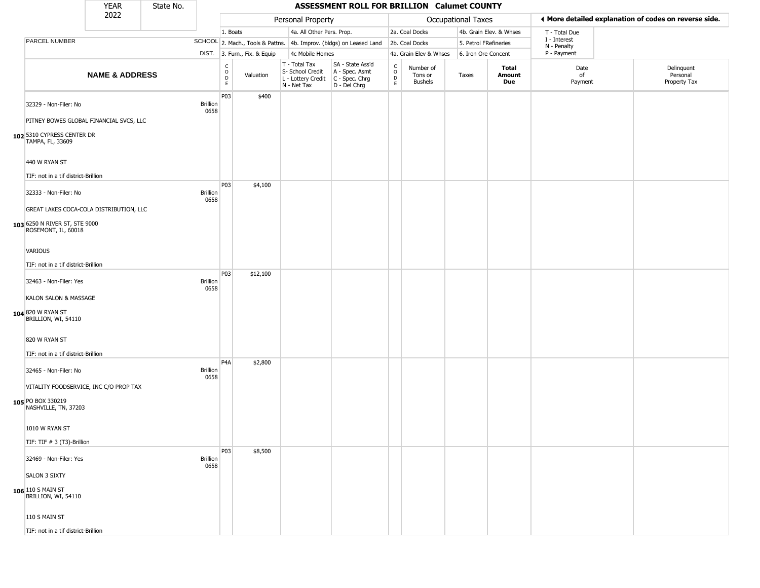# ASSESSMENT ROLL FOR BRILLION Calumet COUNTY

YEAR 2022 | State No.

| | | Personal Property | | | | Occupational Taxes | | | | ◀ More detailed explanation of codes on reverse side. | |
|---|---|---|---|---|---|---|---|---|---|---|---|
| | | 1. Boats | | 4a. All Other Pers. Prop. | | 2a. Coal Docks | | 4b. Grain Elev. & Whses | | T - Total Due | |
| PARCEL NUMBER | SCHOOL | 2. Mach., Tools & Pattns. | | 4b. Improv. (bldgs) on Leased Land | | 2b. Coal Docks | | 5. Petrol FRefineries | | I - Interest<br>N - Penalty | |
| | DIST. | 3. Furn., Fix. & Equip | | 4c Mobile Homes | | 4a. Grain Elev & Whses | | 6. Iron Ore Concent | | P - Payment | |
| **NAME & ADDRESS** | | CODE | Valuation | T - Total Tax<br>S- School Credit<br>L - Lottery Credit<br>N - Net Tax | SA - State Ass'd<br>A - Spec. Asmt<br>C - Spec. Chrg<br>D - Del Chrg | CODE | Number of Tons or Bushels | Taxes | **Total Amount Due** | Date of Payment | Delinquent Personal Property Tax |
| 32329 - Non-Filer: No<br>PITNEY BOWES GLOBAL FINANCIAL SVCS, LLC<br>102 5310 CYPRESS CENTER DR<br>TAMPA, FL, 33609<br>440 W RYAN ST<br>TIF: not in a tif district-Brillion | Brillion 0658 | P03 | $400 | | | | | | | | |
| 32333 - Non-Filer: No<br>GREAT LAKES COCA-COLA DISTRIBUTION, LLC<br>103 6250 N RIVER ST, STE 9000<br>ROSEMONT, IL, 60018<br>VARIOUS<br>TIF: not in a tif district-Brillion | Brillion 0658 | P03 | $4,100 | | | | | | | | |
| 32463 - Non-Filer: Yes<br>KALON SALON & MASSAGE<br>104 820 W RYAN ST<br>BRILLION, WI, 54110<br>820 W RYAN ST<br>TIF: not in a tif district-Brillion | Brillion 0658 | P03 | $12,100 | | | | | | | | |
| 32465 - Non-Filer: No<br>VITALITY FOODSERVICE, INC C/O PROP TAX<br>105 PO BOX 330219<br>NASHVILLE, TN, 37203<br>1010 W RYAN ST<br>TIF: TIF # 3 (T3)-Brillion | Brillion 0658 | P4A | $2,800 | | | | | | | | |
| 32469 - Non-Filer: Yes<br>SALON 3 SIXTY<br>106 110 S MAIN ST<br>BRILLION, WI, 54110<br>110 S MAIN ST<br>TIF: not in a tif district-Brillion | Brillion 0658 | P03 | $8,500 | | | | | | | | |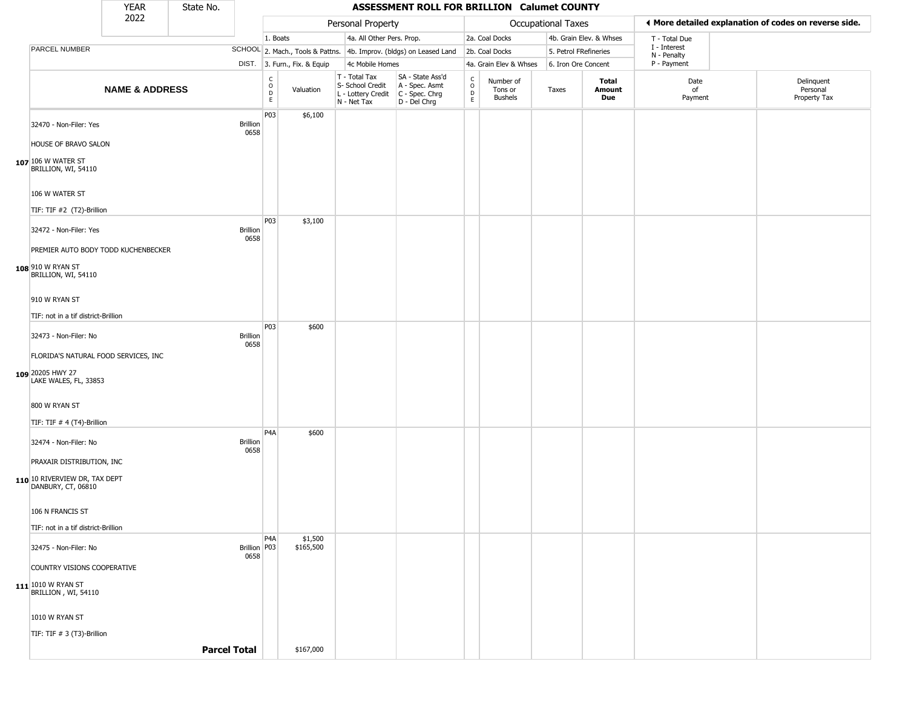| YEAR | State No. |
|---|---|
| 2022 | |

# ASSESSMENT ROLL FOR BRILLION Calumet COUNTY

| | | Personal Property | | | | Occupational Taxes | | | | ◄ More detailed explanation of codes on reverse side. | |
|---|---|---|---|---|---|---|---|---|---|---|---|
| PARCEL NUMBER | SCHOOL | 1. Boats | | 4a. All Other Pers. Prop. | | 2a. Coal Docks | | 4b. Grain Elev. & Whses | | T - Total Due | |
| | DIST. | 2. Mach., Tools & Pattns. | | 4b. Improv. (bldgs) on Leased Land | | 2b. Coal Docks | | 5. Petrol FRefineries | | I - Interest | |
| | | 3. Furn., Fix. & Equip | | 4c Mobile Homes | | 4a. Grain Elev & Whses | | 6. Iron Ore Concent | | N - Penalty | |
| | | | | | | | | | | P - Payment | |
| **NAME & ADDRESS** | | CODE | Valuation | T - Total Tax<br>S- School Credit<br>L - Lottery Credit<br>N - Net Tax | SA - State Ass'd<br>A - Spec. Asmt<br>C - Spec. Chrg<br>D - Del Chrg | CODE | Number of Tons or Bushels | Taxes | **Total Amount Due** | Date of Payment | Delinquent Personal Property Tax |
| 107 32470 - Non-Filer: Yes<br>HOUSE OF BRAVO SALON<br>106 W WATER ST<br>BRILLION, WI, 54110<br>106 W WATER ST<br>TIF: TIF #2 (T2)-Brillion | Brillion 0658 | P03 | $6,100 | | | | | | | | |
| 108 32472 - Non-Filer: Yes<br>PREMIER AUTO BODY TODD KUCHENBECKER<br>910 W RYAN ST<br>BRILLION, WI, 54110<br>910 W RYAN ST<br>TIF: not in a tif district-Brillion | Brillion 0658 | P03 | $3,100 | | | | | | | | |
| 109 32473 - Non-Filer: No<br>FLORIDA'S NATURAL FOOD SERVICES, INC<br>20205 HWY 27<br>LAKE WALES, FL, 33853<br>800 W RYAN ST<br>TIF: TIF # 4 (T4)-Brillion | Brillion 0658 | P03 | $600 | | | | | | | | |
| 110 32474 - Non-Filer: No<br>PRAXAIR DISTRIBUTION, INC<br>10 RIVERVIEW DR, TAX DEPT<br>DANBURY, CT, 06810<br>106 N FRANCIS ST<br>TIF: not in a tif district-Brillion | Brillion 0658 | P4A | $600 | | | | | | | | |
| 111 32475 - Non-Filer: No<br>COUNTRY VISIONS COOPERATIVE<br>1010 W RYAN ST<br>BRILLION , WI, 54110<br>1010 W RYAN ST<br>TIF: TIF # 3 (T3)-Brillion | Brillion 0658 | P4A<br>P03 | $1,500<br>$165,500 | | | | | | | | |
| **Parcel Total** | | | $167,000 | | | | | | | | |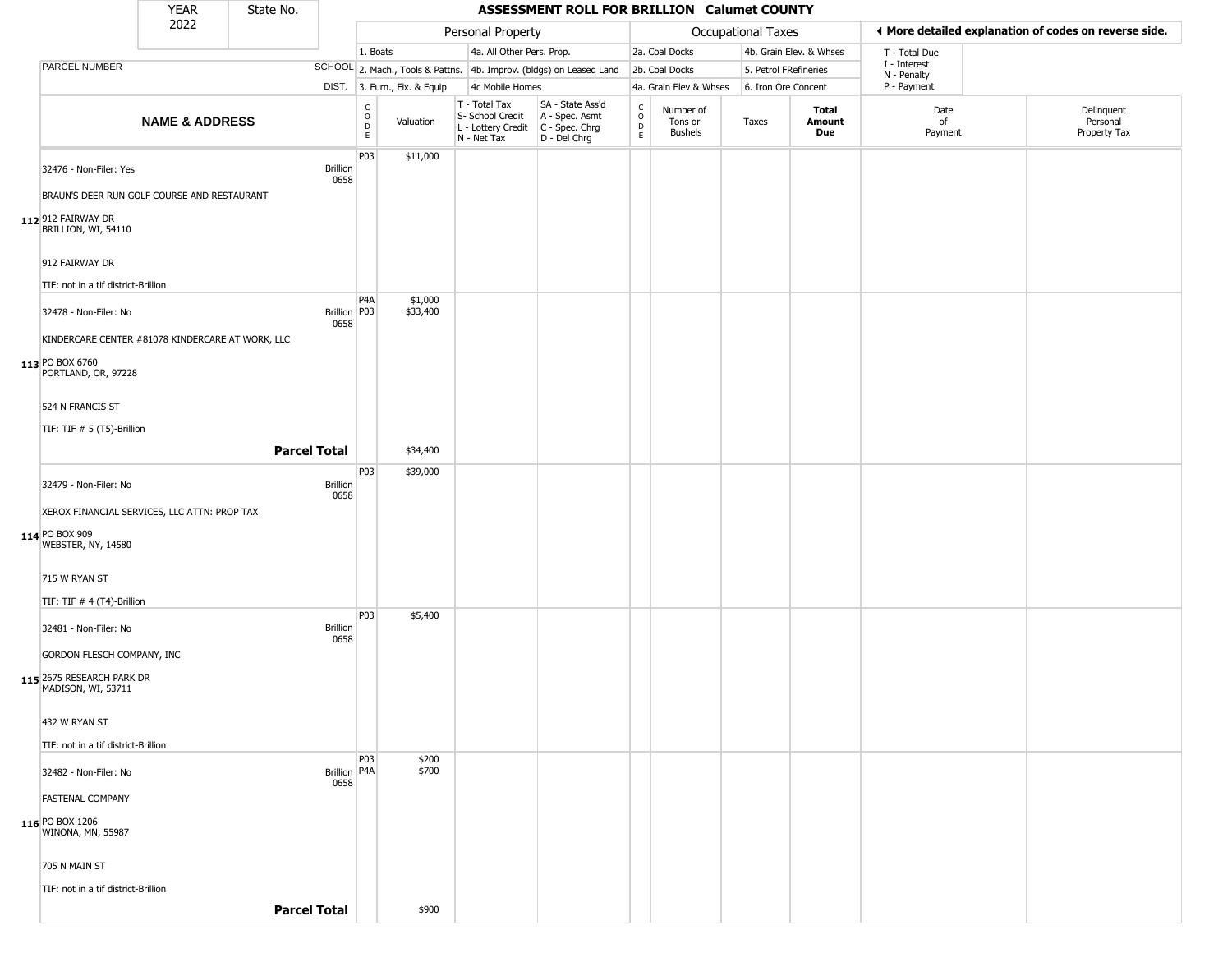# ASSESSMENT ROLL FOR BRILLION Calumet COUNTY

YEAR 2022 | State No.

| | | Personal Property | | | | Occupational Taxes | | | | ◄ More detailed explanation of codes on reverse side. | |
|---|---|---|---|---|---|---|---|---|---|---|---|
| PARCEL NUMBER | SCHOOL DIST. | 1. Boats / 2. Mach., Tools & Pattns. / 3. Furn., Fix. & Equip | | 4a. All Other Pers. Prop. / 4b. Improv. (bldgs) on Leased Land / 4c Mobile Homes | | 2a. Coal Docks / 2b. Coal Docks / 4a. Grain Elev & Whses | | 4b. Grain Elev. & Whses / 5. Petrol FRefineries / 6. Iron Ore Concent | | T - Total Due / I - Interest / N - Penalty / P - Payment | |
| **NAME & ADDRESS** | | CODE | Valuation | T - Total Tax / S- School Credit / L - Lottery Credit / N - Net Tax | SA - State Ass'd / A - Spec. Asmt / C - Spec. Chrg / D - Del Chrg | CODE | Number of Tons or Bushels | Taxes | **Total Amount Due** | Date of Payment | Delinquent Personal Property Tax |
| 112 32476 - Non-Filer: Yes<br>BRAUN'S DEER RUN GOLF COURSE AND RESTAURANT<br>912 FAIRWAY DR<br>BRILLION, WI, 54110<br>912 FAIRWAY DR<br>TIF: not in a tif district-Brillion | Brillion 0658 | P03 | $11,000 | | | | | | | | |
| 113 32478 - Non-Filer: No<br>KINDERCARE CENTER #81078 KINDERCARE AT WORK, LLC<br>PO BOX 6760<br>PORTLAND, OR, 97228<br>524 N FRANCIS ST<br>TIF: TIF # 5 (T5)-Brillion | Brillion 0658 | P4A<br>P03 | $1,000<br>$33,400 | | | | | | | | |
| **Parcel Total** | | | $34,400 | | | | | | | | |
| 114 32479 - Non-Filer: No<br>XEROX FINANCIAL SERVICES, LLC ATTN: PROP TAX<br>PO BOX 909<br>WEBSTER, NY, 14580<br>715 W RYAN ST<br>TIF: TIF # 4 (T4)-Brillion | Brillion 0658 | P03 | $39,000 | | | | | | | | |
| 115 32481 - Non-Filer: No<br>GORDON FLESCH COMPANY, INC<br>2675 RESEARCH PARK DR<br>MADISON, WI, 53711<br>432 W RYAN ST<br>TIF: not in a tif district-Brillion | Brillion 0658 | P03 | $5,400 | | | | | | | | |
| 116 32482 - Non-Filer: No<br>FASTENAL COMPANY<br>PO BOX 1206<br>WINONA, MN, 55987<br>705 N MAIN ST<br>TIF: not in a tif district-Brillion | Brillion 0658 | P03<br>P4A | $200<br>$700 | | | | | | | | |
| **Parcel Total** | | | $900 | | | | | | | | |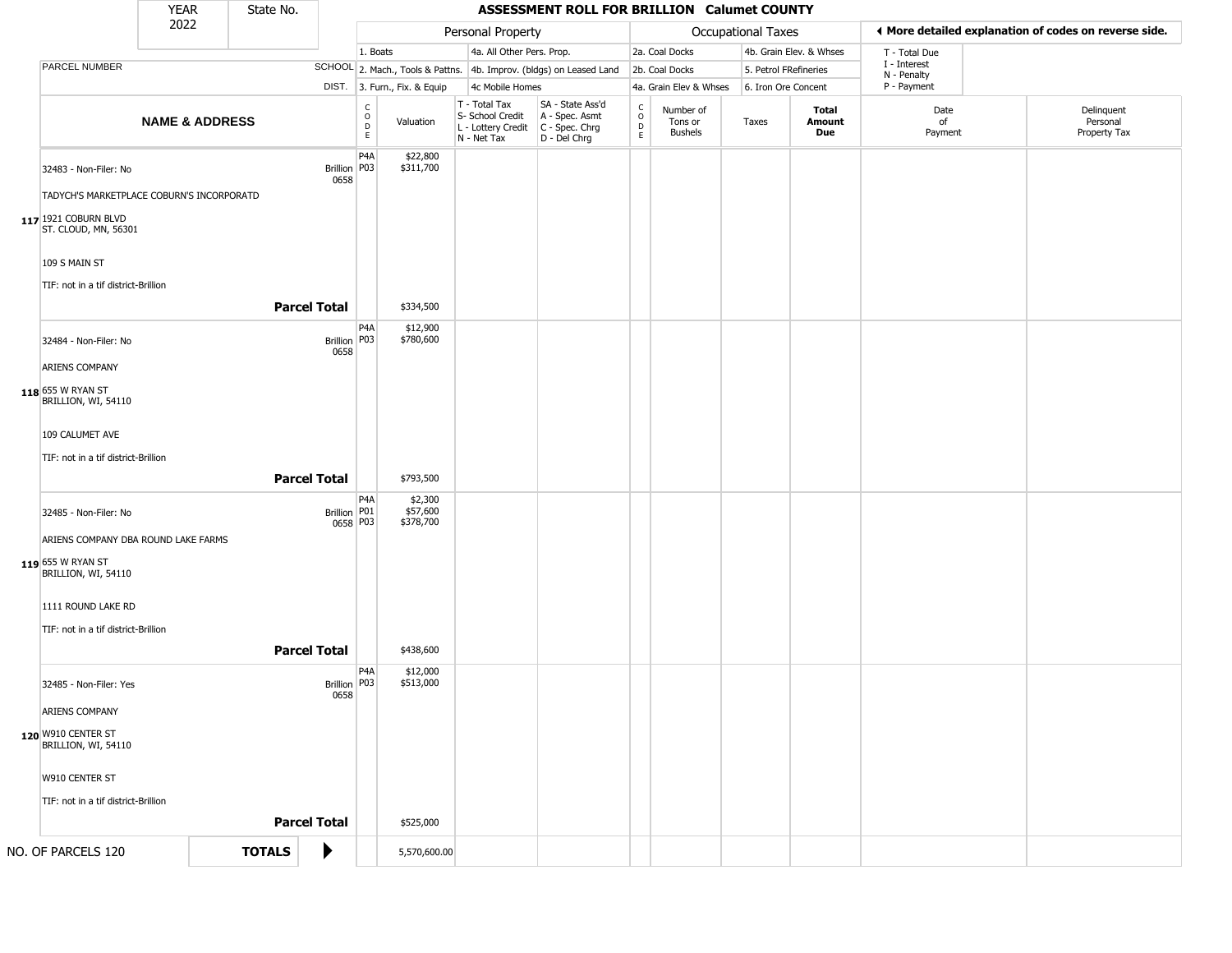| YEAR 2022 | State No. | ASSESSMENT ROLL FOR BRILLION Calumet COUNTY |
|---|---|---|

| | | Personal Property | | | | Occupational Taxes | | | | ◀ More detailed explanation of codes on reverse side. | |
|---|---|---|---|---|---|---|---|---|---|---|---|
| | | 1. Boats | | 4a. All Other Pers. Prop. | | 2a. Coal Docks | | 4b. Grain Elev. & Whses | | T - Total Due | |
| PARCEL NUMBER | SCHOOL | 2. Mach., Tools & Pattns. | | 4b. Improv. (bldgs) on Leased Land | | 2b. Coal Docks | | 5. Petrol FRefineries | | I - Interest N - Penalty | |
| | DIST. | 3. Furn., Fix. & Equip | | 4c Mobile Homes | | 4a. Grain Elev & Whses | | 6. Iron Ore Concent | | P - Payment | |
| **NAME & ADDRESS** | | CODE | Valuation | T - Total Tax S- School Credit L - Lottery Credit N - Net Tax | SA - State Ass'd A - Spec. Asmt C - Spec. Chrg D - Del Chrg | CODE | Number of Tons or Bushels | Taxes | **Total Amount Due** | Date of Payment | Delinquent Personal Property Tax |
| 32483 - Non-Filer: No<br>TADYCH'S MARKETPLACE COBURN'S INCORPORATD<br>117 1921 COBURN BLVD<br>ST. CLOUD, MN, 56301<br>109 S MAIN ST<br>TIF: not in a tif district-Brillion | Brillion 0658 | P4A<br>P03 | $22,800<br>$311,700 | | | | | | | | |
| **Parcel Total** | | | $334,500 | | | | | | | | |
| 32484 - Non-Filer: No<br>ARIENS COMPANY<br>118 655 W RYAN ST<br>BRILLION, WI, 54110<br>109 CALUMET AVE<br>TIF: not in a tif district-Brillion | Brillion 0658 | P4A<br>P03 | $12,900<br>$780,600 | | | | | | | | |
| **Parcel Total** | | | $793,500 | | | | | | | | |
| 32485 - Non-Filer: No<br>ARIENS COMPANY DBA ROUND LAKE FARMS<br>119 655 W RYAN ST<br>BRILLION, WI, 54110<br>1111 ROUND LAKE RD<br>TIF: not in a tif district-Brillion | Brillion 0658 | P4A<br>P01<br>P03 | $2,300<br>$57,600<br>$378,700 | | | | | | | | |
| **Parcel Total** | | | $438,600 | | | | | | | | |
| 32485 - Non-Filer: Yes<br>ARIENS COMPANY<br>120 W910 CENTER ST<br>BRILLION, WI, 54110<br>W910 CENTER ST<br>TIF: not in a tif district-Brillion | Brillion 0658 | P4A<br>P03 | $12,000<br>$513,000 | | | | | | | | |
| **Parcel Total** | | | $525,000 | | | | | | | | |
| NO. OF PARCELS 120 | **TOTALS** ▶ | | 5,570,600.00 | | | | | | | | |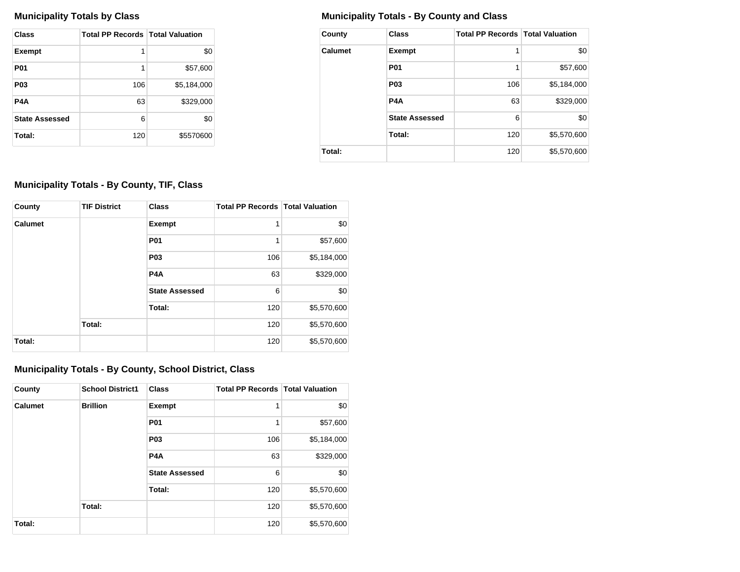### Municipality Totals by Class

| Class | Total PP Records | Total Valuation |
|---|---|---|
| Exempt | 1 | $0 |
| P01 | 1 | $57,600 |
| P03 | 106 | $5,184,000 |
| P4A | 63 | $329,000 |
| State Assessed | 6 | $0 |
| Total: | 120 | $5570600 |

### Municipality Totals - By County and Class

| County | Class | Total PP Records | Total Valuation |
|---|---|---|---|
| Calumet | Exempt | 1 | $0 |
| | P01 | 1 | $57,600 |
| | P03 | 106 | $5,184,000 |
| | P4A | 63 | $329,000 |
| | State Assessed | 6 | $0 |
| | Total: | 120 | $5,570,600 |
| Total: | | 120 | $5,570,600 |

### Municipality Totals - By County, TIF, Class

| County | TIF District | Class | Total PP Records | Total Valuation |
|---|---|---|---|---|
| Calumet | | Exempt | 1 | $0 |
| | | P01 | 1 | $57,600 |
| | | P03 | 106 | $5,184,000 |
| | | P4A | 63 | $329,000 |
| | | State Assessed | 6 | $0 |
| | | Total: | 120 | $5,570,600 |
| | Total: | | 120 | $5,570,600 |
| Total: | | | 120 | $5,570,600 |

### Municipality Totals - By County, School District, Class

| County | School District1 | Class | Total PP Records | Total Valuation |
|---|---|---|---|---|
| Calumet | Brillion | Exempt | 1 | $0 |
| | | P01 | 1 | $57,600 |
| | | P03 | 106 | $5,184,000 |
| | | P4A | 63 | $329,000 |
| | | State Assessed | 6 | $0 |
| | | Total: | 120 | $5,570,600 |
| | Total: | | 120 | $5,570,600 |
| Total: | | | 120 | $5,570,600 |